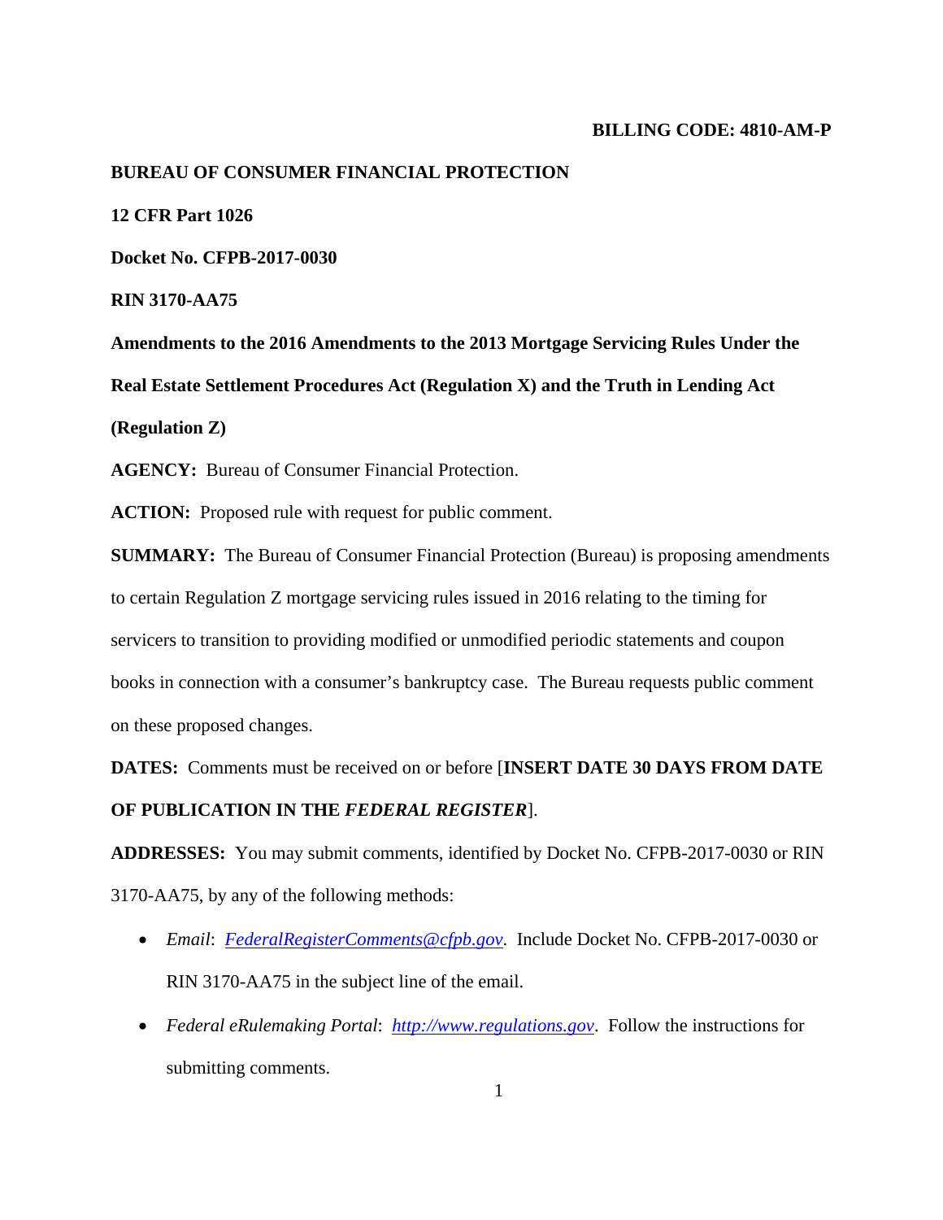**BILLING CODE: 4810-AM-P**

**BUREAU OF CONSUMER FINANCIAL PROTECTION**

**12 CFR Part 1026**

**Docket No. CFPB-2017-0030**

**RIN 3170-AA75**

**Amendments to the 2016 Amendments to the 2013 Mortgage Servicing Rules Under the Real Estate Settlement Procedures Act (Regulation X) and the Truth in Lending Act (Regulation Z)**

**AGENCY:** Bureau of Consumer Financial Protection.

**ACTION:** Proposed rule with request for public comment.

**SUMMARY:** The Bureau of Consumer Financial Protection (Bureau) is proposing amendments to certain Regulation Z mortgage servicing rules issued in 2016 relating to the timing for servicers to transition to providing modified or unmodified periodic statements and coupon books in connection with a consumer's bankruptcy case. The Bureau requests public comment on these proposed changes.

**DATES:** Comments must be received on or before [**INSERT DATE 30 DAYS FROM DATE OF PUBLICATION IN THE *FEDERAL REGISTER***].

**ADDRESSES:** You may submit comments, identified by Docket No. CFPB-2017-0030 or RIN 3170-AA75, by any of the following methods:

- *Email*: [FederalRegisterComments@cfpb.gov](mailto:FederalRegisterComments@cfpb.gov). Include Docket No. CFPB-2017-0030 or RIN 3170-AA75 in the subject line of the email.
- *Federal eRulemaking Portal*: [http://www.regulations.gov](http://www.regulations.gov). Follow the instructions for submitting comments.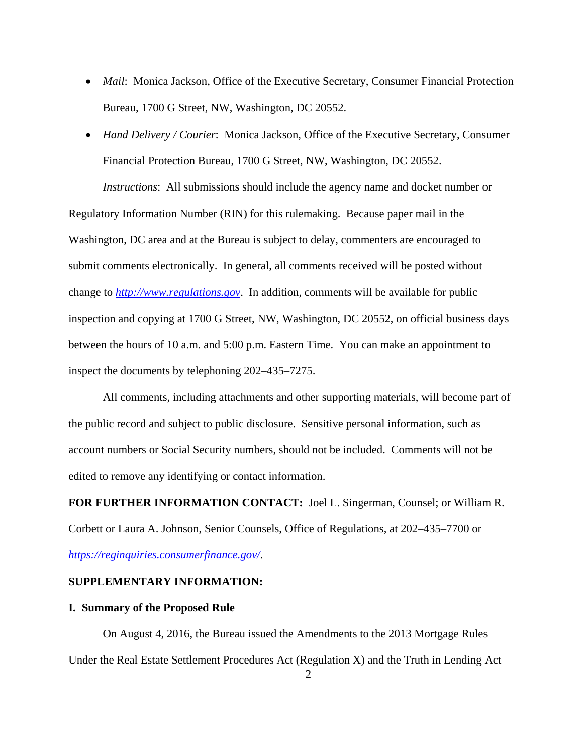- *Mail*: Monica Jackson, Office of the Executive Secretary, Consumer Financial Protection Bureau, 1700 G Street, NW, Washington, DC 20552.
- *Hand Delivery / Courier*: Monica Jackson, Office of the Executive Secretary, Consumer Financial Protection Bureau, 1700 G Street, NW, Washington, DC 20552.

*Instructions*: All submissions should include the agency name and docket number or Regulatory Information Number (RIN) for this rulemaking. Because paper mail in the Washington, DC area and at the Bureau is subject to delay, commenters are encouraged to submit comments electronically. In general, all comments received will be posted without change to *http://www.regulations.gov*. In addition, comments will be available for public inspection and copying at 1700 G Street, NW, Washington, DC 20552, on official business days between the hours of 10 a.m. and 5:00 p.m. Eastern Time. You can make an appointment to inspect the documents by telephoning 202–435–7275.

All comments, including attachments and other supporting materials, will become part of the public record and subject to public disclosure. Sensitive personal information, such as account numbers or Social Security numbers, should not be included. Comments will not be edited to remove any identifying or contact information.

**FOR FURTHER INFORMATION CONTACT:** Joel L. Singerman, Counsel; or William R. Corbett or Laura A. Johnson, Senior Counsels, Office of Regulations, at 202–435–7700 or *https://reginquiries.consumerfinance.gov/*.

**SUPPLEMENTARY INFORMATION:**

## I. Summary of the Proposed Rule

On August 4, 2016, the Bureau issued the Amendments to the 2013 Mortgage Rules Under the Real Estate Settlement Procedures Act (Regulation X) and the Truth in Lending Act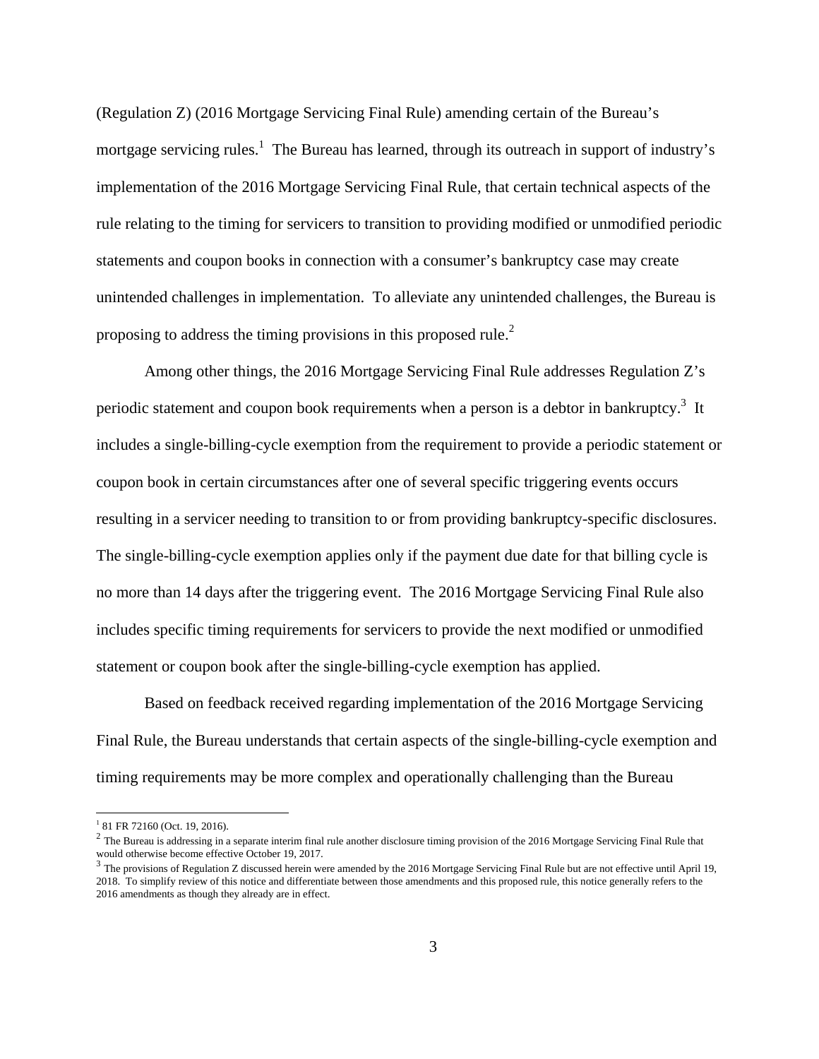(Regulation Z) (2016 Mortgage Servicing Final Rule) amending certain of the Bureau's mortgage servicing rules.[1] The Bureau has learned, through its outreach in support of industry's implementation of the 2016 Mortgage Servicing Final Rule, that certain technical aspects of the rule relating to the timing for servicers to transition to providing modified or unmodified periodic statements and coupon books in connection with a consumer's bankruptcy case may create unintended challenges in implementation. To alleviate any unintended challenges, the Bureau is proposing to address the timing provisions in this proposed rule.[2]

Among other things, the 2016 Mortgage Servicing Final Rule addresses Regulation Z's periodic statement and coupon book requirements when a person is a debtor in bankruptcy.[3] It includes a single-billing-cycle exemption from the requirement to provide a periodic statement or coupon book in certain circumstances after one of several specific triggering events occurs resulting in a servicer needing to transition to or from providing bankruptcy-specific disclosures. The single-billing-cycle exemption applies only if the payment due date for that billing cycle is no more than 14 days after the triggering event. The 2016 Mortgage Servicing Final Rule also includes specific timing requirements for servicers to provide the next modified or unmodified statement or coupon book after the single-billing-cycle exemption has applied.

Based on feedback received regarding implementation of the 2016 Mortgage Servicing Final Rule, the Bureau understands that certain aspects of the single-billing-cycle exemption and timing requirements may be more complex and operationally challenging than the Bureau

---

[1] 81 FR 72160 (Oct. 19, 2016).

[2] The Bureau is addressing in a separate interim final rule another disclosure timing provision of the 2016 Mortgage Servicing Final Rule that would otherwise become effective October 19, 2017.

[3] The provisions of Regulation Z discussed herein were amended by the 2016 Mortgage Servicing Final Rule but are not effective until April 19, 2018. To simplify review of this notice and differentiate between those amendments and this proposed rule, this notice generally refers to the 2016 amendments as though they already are in effect.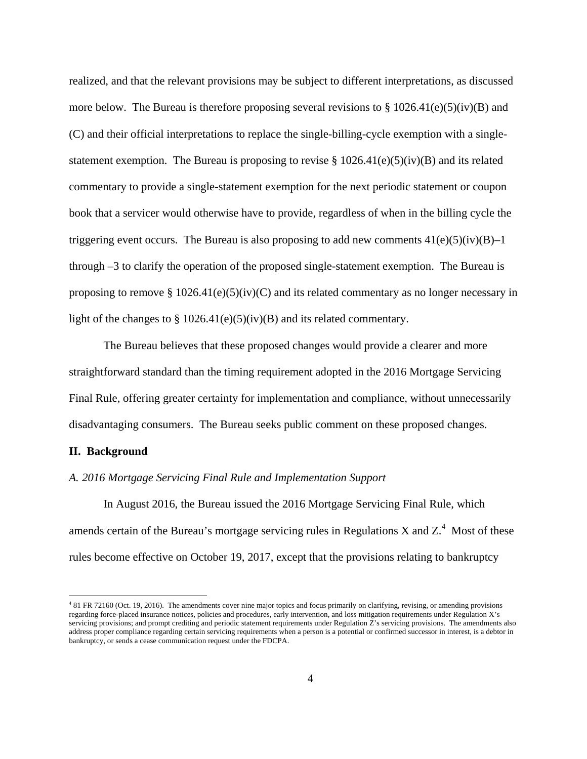realized, and that the relevant provisions may be subject to different interpretations, as discussed more below. The Bureau is therefore proposing several revisions to § 1026.41(e)(5)(iv)(B) and (C) and their official interpretations to replace the single-billing-cycle exemption with a single-statement exemption. The Bureau is proposing to revise § 1026.41(e)(5)(iv)(B) and its related commentary to provide a single-statement exemption for the next periodic statement or coupon book that a servicer would otherwise have to provide, regardless of when in the billing cycle the triggering event occurs. The Bureau is also proposing to add new comments 41(e)(5)(iv)(B)–1 through –3 to clarify the operation of the proposed single-statement exemption. The Bureau is proposing to remove § 1026.41(e)(5)(iv)(C) and its related commentary as no longer necessary in light of the changes to § 1026.41(e)(5)(iv)(B) and its related commentary.

The Bureau believes that these proposed changes would provide a clearer and more straightforward standard than the timing requirement adopted in the 2016 Mortgage Servicing Final Rule, offering greater certainty for implementation and compliance, without unnecessarily disadvantaging consumers. The Bureau seeks public comment on these proposed changes.

## II. Background

### *A. 2016 Mortgage Servicing Final Rule and Implementation Support*

In August 2016, the Bureau issued the 2016 Mortgage Servicing Final Rule, which amends certain of the Bureau's mortgage servicing rules in Regulations X and Z.[4] Most of these rules become effective on October 19, 2017, except that the provisions relating to bankruptcy

[4] 81 FR 72160 (Oct. 19, 2016). The amendments cover nine major topics and focus primarily on clarifying, revising, or amending provisions regarding force-placed insurance notices, policies and procedures, early intervention, and loss mitigation requirements under Regulation X's servicing provisions; and prompt crediting and periodic statement requirements under Regulation Z's servicing provisions. The amendments also address proper compliance regarding certain servicing requirements when a person is a potential or confirmed successor in interest, is a debtor in bankruptcy, or sends a cease communication request under the FDCPA.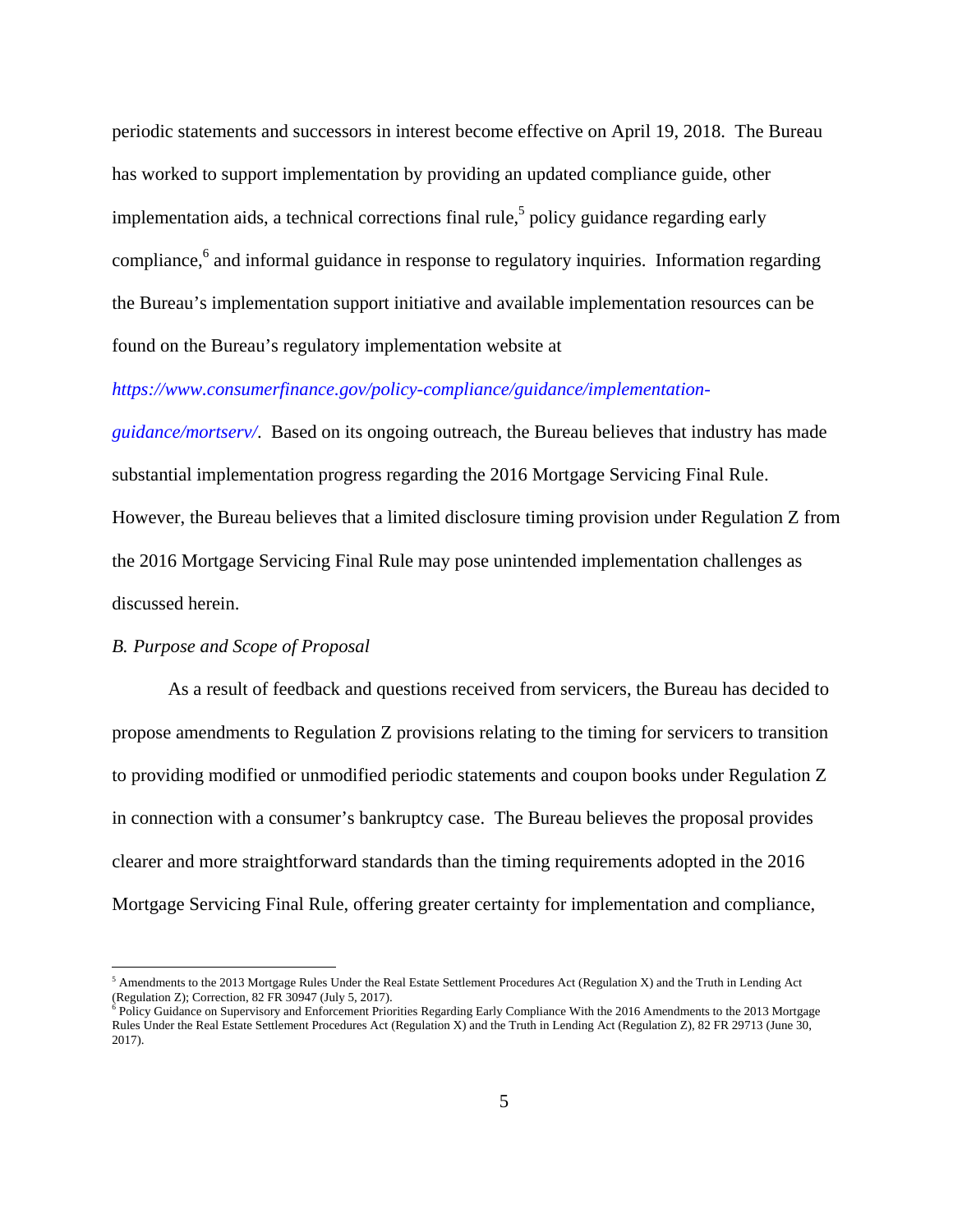periodic statements and successors in interest become effective on April 19, 2018. The Bureau has worked to support implementation by providing an updated compliance guide, other implementation aids, a technical corrections final rule,[5] policy guidance regarding early compliance,[6] and informal guidance in response to regulatory inquiries. Information regarding the Bureau's implementation support initiative and available implementation resources can be found on the Bureau's regulatory implementation website at *https://www.consumerfinance.gov/policy-compliance/guidance/implementation-guidance/mortserv/*. Based on its ongoing outreach, the Bureau believes that industry has made substantial implementation progress regarding the 2016 Mortgage Servicing Final Rule. However, the Bureau believes that a limited disclosure timing provision under Regulation Z from the 2016 Mortgage Servicing Final Rule may pose unintended implementation challenges as discussed herein.

*B. Purpose and Scope of Proposal*

As a result of feedback and questions received from servicers, the Bureau has decided to propose amendments to Regulation Z provisions relating to the timing for servicers to transition to providing modified or unmodified periodic statements and coupon books under Regulation Z in connection with a consumer's bankruptcy case. The Bureau believes the proposal provides clearer and more straightforward standards than the timing requirements adopted in the 2016 Mortgage Servicing Final Rule, offering greater certainty for implementation and compliance,

---

[5] Amendments to the 2013 Mortgage Rules Under the Real Estate Settlement Procedures Act (Regulation X) and the Truth in Lending Act (Regulation Z); Correction, 82 FR 30947 (July 5, 2017).

[6] Policy Guidance on Supervisory and Enforcement Priorities Regarding Early Compliance With the 2016 Amendments to the 2013 Mortgage Rules Under the Real Estate Settlement Procedures Act (Regulation X) and the Truth in Lending Act (Regulation Z), 82 FR 29713 (June 30, 2017).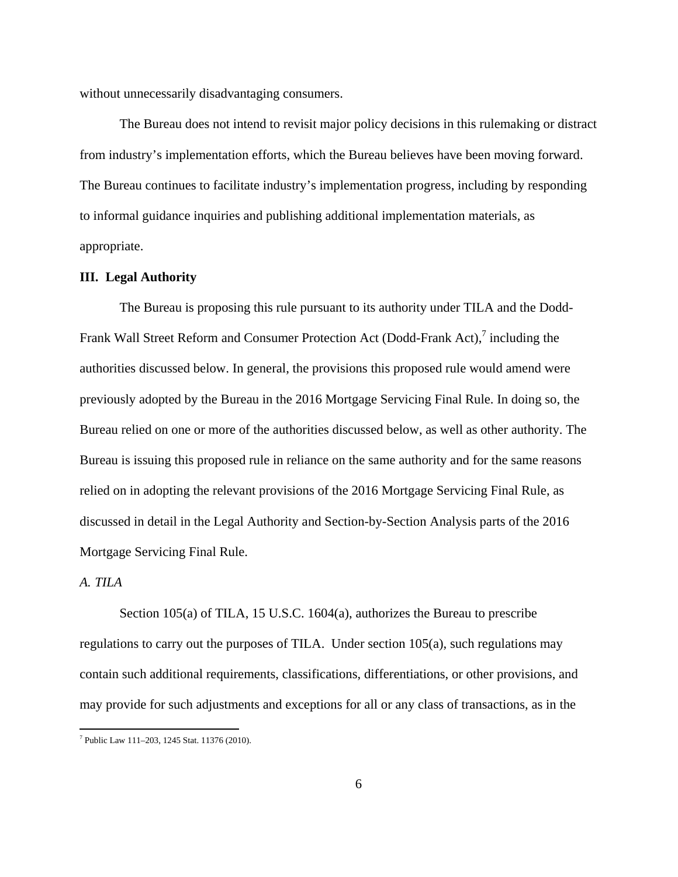without unnecessarily disadvantaging consumers.

The Bureau does not intend to revisit major policy decisions in this rulemaking or distract from industry's implementation efforts, which the Bureau believes have been moving forward. The Bureau continues to facilitate industry's implementation progress, including by responding to informal guidance inquiries and publishing additional implementation materials, as appropriate.

## III. Legal Authority

The Bureau is proposing this rule pursuant to its authority under TILA and the Dodd-Frank Wall Street Reform and Consumer Protection Act (Dodd-Frank Act),[7] including the authorities discussed below. In general, the provisions this proposed rule would amend were previously adopted by the Bureau in the 2016 Mortgage Servicing Final Rule. In doing so, the Bureau relied on one or more of the authorities discussed below, as well as other authority. The Bureau is issuing this proposed rule in reliance on the same authority and for the same reasons relied on in adopting the relevant provisions of the 2016 Mortgage Servicing Final Rule, as discussed in detail in the Legal Authority and Section-by-Section Analysis parts of the 2016 Mortgage Servicing Final Rule.

### *A. TILA*

Section 105(a) of TILA, 15 U.S.C. 1604(a), authorizes the Bureau to prescribe regulations to carry out the purposes of TILA. Under section 105(a), such regulations may contain such additional requirements, classifications, differentiations, or other provisions, and may provide for such adjustments and exceptions for all or any class of transactions, as in the

[7] Public Law 111–203, 1245 Stat. 11376 (2010).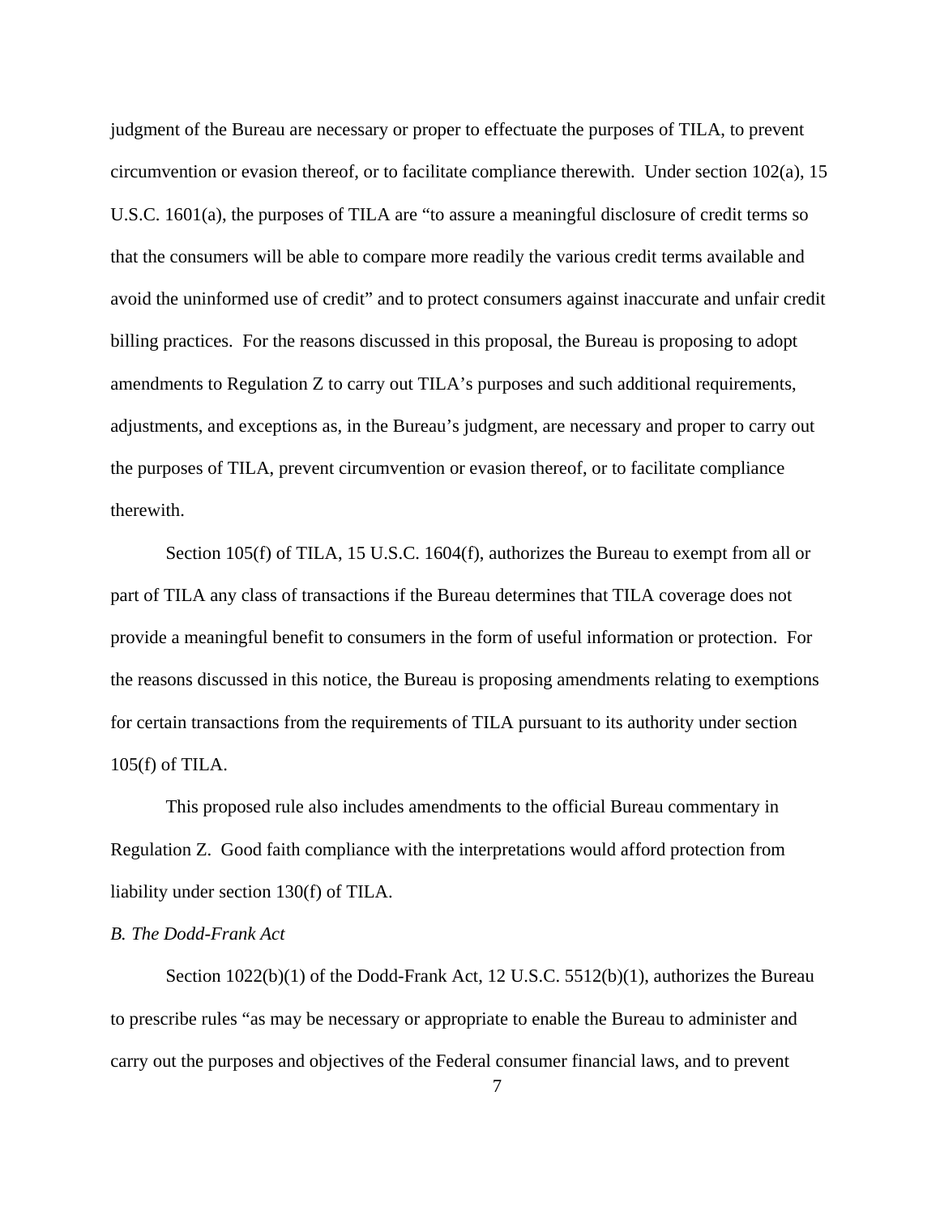judgment of the Bureau are necessary or proper to effectuate the purposes of TILA, to prevent circumvention or evasion thereof, or to facilitate compliance therewith. Under section 102(a), 15 U.S.C. 1601(a), the purposes of TILA are "to assure a meaningful disclosure of credit terms so that the consumers will be able to compare more readily the various credit terms available and avoid the uninformed use of credit" and to protect consumers against inaccurate and unfair credit billing practices. For the reasons discussed in this proposal, the Bureau is proposing to adopt amendments to Regulation Z to carry out TILA's purposes and such additional requirements, adjustments, and exceptions as, in the Bureau's judgment, are necessary and proper to carry out the purposes of TILA, prevent circumvention or evasion thereof, or to facilitate compliance therewith.

Section 105(f) of TILA, 15 U.S.C. 1604(f), authorizes the Bureau to exempt from all or part of TILA any class of transactions if the Bureau determines that TILA coverage does not provide a meaningful benefit to consumers in the form of useful information or protection. For the reasons discussed in this notice, the Bureau is proposing amendments relating to exemptions for certain transactions from the requirements of TILA pursuant to its authority under section 105(f) of TILA.

This proposed rule also includes amendments to the official Bureau commentary in Regulation Z. Good faith compliance with the interpretations would afford protection from liability under section 130(f) of TILA.

*B. The Dodd-Frank Act*

Section 1022(b)(1) of the Dodd-Frank Act, 12 U.S.C. 5512(b)(1), authorizes the Bureau to prescribe rules "as may be necessary or appropriate to enable the Bureau to administer and carry out the purposes and objectives of the Federal consumer financial laws, and to prevent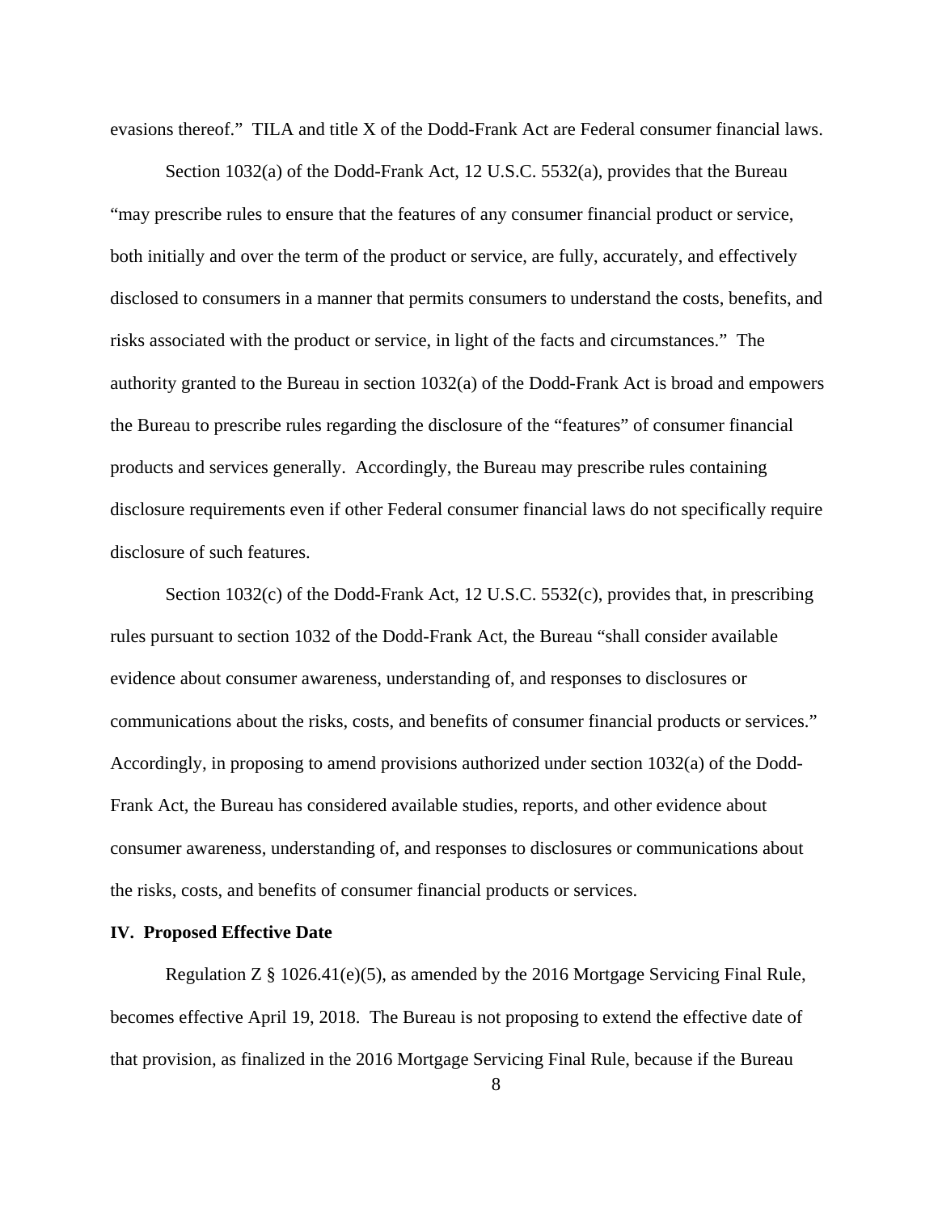evasions thereof." TILA and title X of the Dodd-Frank Act are Federal consumer financial laws.

Section 1032(a) of the Dodd-Frank Act, 12 U.S.C. 5532(a), provides that the Bureau "may prescribe rules to ensure that the features of any consumer financial product or service, both initially and over the term of the product or service, are fully, accurately, and effectively disclosed to consumers in a manner that permits consumers to understand the costs, benefits, and risks associated with the product or service, in light of the facts and circumstances." The authority granted to the Bureau in section 1032(a) of the Dodd-Frank Act is broad and empowers the Bureau to prescribe rules regarding the disclosure of the "features" of consumer financial products and services generally. Accordingly, the Bureau may prescribe rules containing disclosure requirements even if other Federal consumer financial laws do not specifically require disclosure of such features.

Section 1032(c) of the Dodd-Frank Act, 12 U.S.C. 5532(c), provides that, in prescribing rules pursuant to section 1032 of the Dodd-Frank Act, the Bureau "shall consider available evidence about consumer awareness, understanding of, and responses to disclosures or communications about the risks, costs, and benefits of consumer financial products or services." Accordingly, in proposing to amend provisions authorized under section 1032(a) of the Dodd-Frank Act, the Bureau has considered available studies, reports, and other evidence about consumer awareness, understanding of, and responses to disclosures or communications about the risks, costs, and benefits of consumer financial products or services.

## IV. Proposed Effective Date

Regulation Z § 1026.41(e)(5), as amended by the 2016 Mortgage Servicing Final Rule, becomes effective April 19, 2018. The Bureau is not proposing to extend the effective date of that provision, as finalized in the 2016 Mortgage Servicing Final Rule, because if the Bureau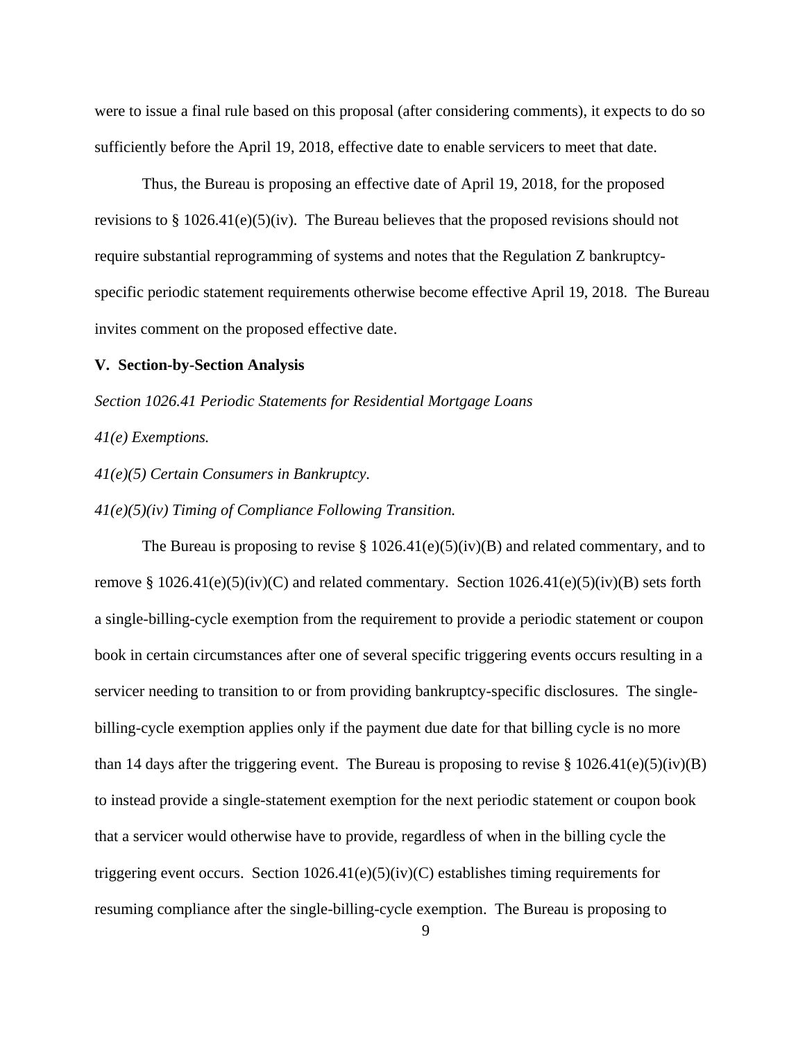were to issue a final rule based on this proposal (after considering comments), it expects to do so sufficiently before the April 19, 2018, effective date to enable servicers to meet that date.

Thus, the Bureau is proposing an effective date of April 19, 2018, for the proposed revisions to § 1026.41(e)(5)(iv). The Bureau believes that the proposed revisions should not require substantial reprogramming of systems and notes that the Regulation Z bankruptcy-specific periodic statement requirements otherwise become effective April 19, 2018. The Bureau invites comment on the proposed effective date.

## V. Section-by-Section Analysis

*Section 1026.41 Periodic Statements for Residential Mortgage Loans*

*41(e) Exemptions.*

*41(e)(5) Certain Consumers in Bankruptcy.*

*41(e)(5)(iv) Timing of Compliance Following Transition.*

The Bureau is proposing to revise § 1026.41(e)(5)(iv)(B) and related commentary, and to remove § 1026.41(e)(5)(iv)(C) and related commentary. Section 1026.41(e)(5)(iv)(B) sets forth a single-billing-cycle exemption from the requirement to provide a periodic statement or coupon book in certain circumstances after one of several specific triggering events occurs resulting in a servicer needing to transition to or from providing bankruptcy-specific disclosures. The single-billing-cycle exemption applies only if the payment due date for that billing cycle is no more than 14 days after the triggering event. The Bureau is proposing to revise § 1026.41(e)(5)(iv)(B) to instead provide a single-statement exemption for the next periodic statement or coupon book that a servicer would otherwise have to provide, regardless of when in the billing cycle the triggering event occurs. Section 1026.41(e)(5)(iv)(C) establishes timing requirements for resuming compliance after the single-billing-cycle exemption. The Bureau is proposing to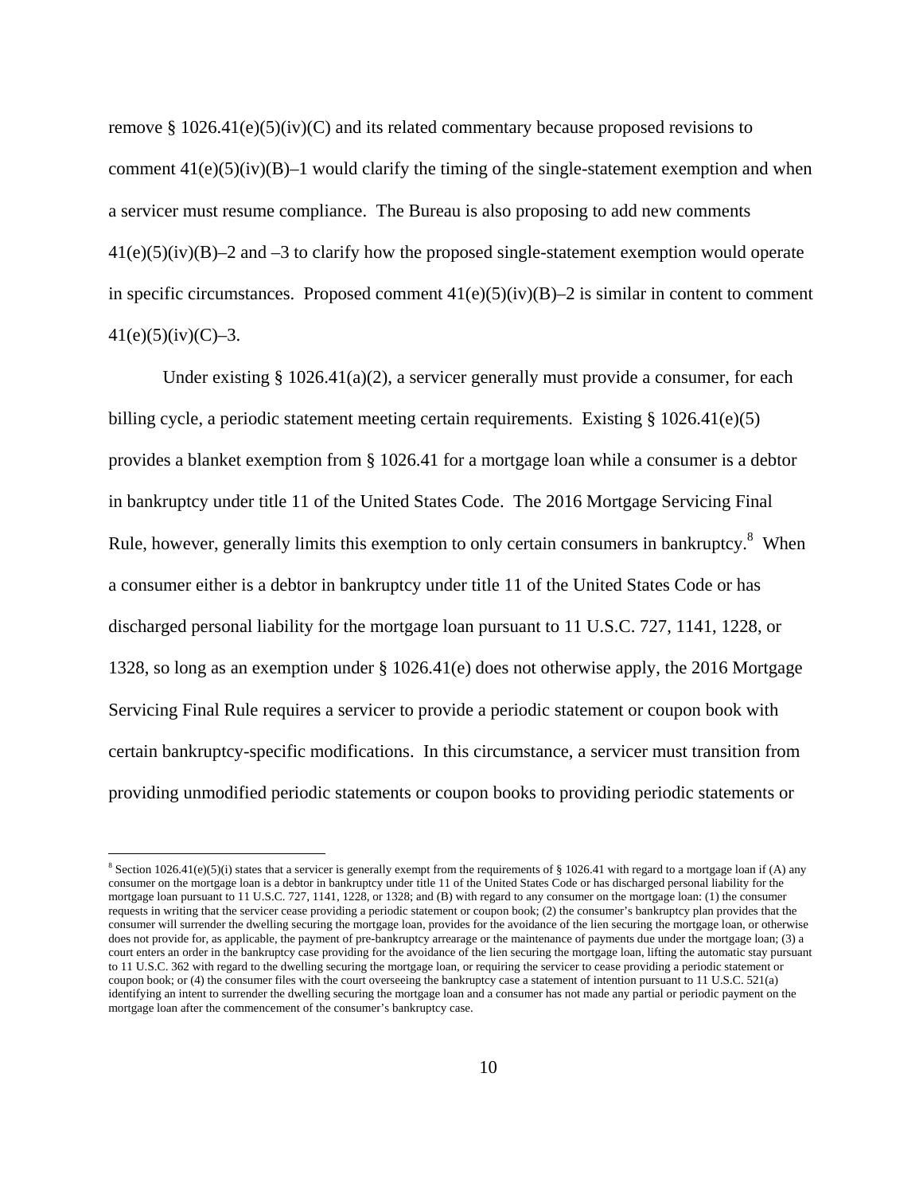remove § 1026.41(e)(5)(iv)(C) and its related commentary because proposed revisions to comment 41(e)(5)(iv)(B)–1 would clarify the timing of the single-statement exemption and when a servicer must resume compliance. The Bureau is also proposing to add new comments 41(e)(5)(iv)(B)–2 and –3 to clarify how the proposed single-statement exemption would operate in specific circumstances. Proposed comment 41(e)(5)(iv)(B)–2 is similar in content to comment 41(e)(5)(iv)(C)–3.

Under existing § 1026.41(a)(2), a servicer generally must provide a consumer, for each billing cycle, a periodic statement meeting certain requirements. Existing § 1026.41(e)(5) provides a blanket exemption from § 1026.41 for a mortgage loan while a consumer is a debtor in bankruptcy under title 11 of the United States Code. The 2016 Mortgage Servicing Final Rule, however, generally limits this exemption to only certain consumers in bankruptcy.[8] When a consumer either is a debtor in bankruptcy under title 11 of the United States Code or has discharged personal liability for the mortgage loan pursuant to 11 U.S.C. 727, 1141, 1228, or 1328, so long as an exemption under § 1026.41(e) does not otherwise apply, the 2016 Mortgage Servicing Final Rule requires a servicer to provide a periodic statement or coupon book with certain bankruptcy-specific modifications. In this circumstance, a servicer must transition from providing unmodified periodic statements or coupon books to providing periodic statements or

[8] Section 1026.41(e)(5)(i) states that a servicer is generally exempt from the requirements of § 1026.41 with regard to a mortgage loan if (A) any consumer on the mortgage loan is a debtor in bankruptcy under title 11 of the United States Code or has discharged personal liability for the mortgage loan pursuant to 11 U.S.C. 727, 1141, 1228, or 1328; and (B) with regard to any consumer on the mortgage loan: (1) the consumer requests in writing that the servicer cease providing a periodic statement or coupon book; (2) the consumer's bankruptcy plan provides that the consumer will surrender the dwelling securing the mortgage loan, provides for the avoidance of the lien securing the mortgage loan, or otherwise does not provide for, as applicable, the payment of pre-bankruptcy arrearage or the maintenance of payments due under the mortgage loan; (3) a court enters an order in the bankruptcy case providing for the avoidance of the lien securing the mortgage loan, lifting the automatic stay pursuant to 11 U.S.C. 362 with regard to the dwelling securing the mortgage loan, or requiring the servicer to cease providing a periodic statement or coupon book; or (4) the consumer files with the court overseeing the bankruptcy case a statement of intention pursuant to 11 U.S.C. 521(a) identifying an intent to surrender the dwelling securing the mortgage loan and a consumer has not made any partial or periodic payment on the mortgage loan after the commencement of the consumer's bankruptcy case.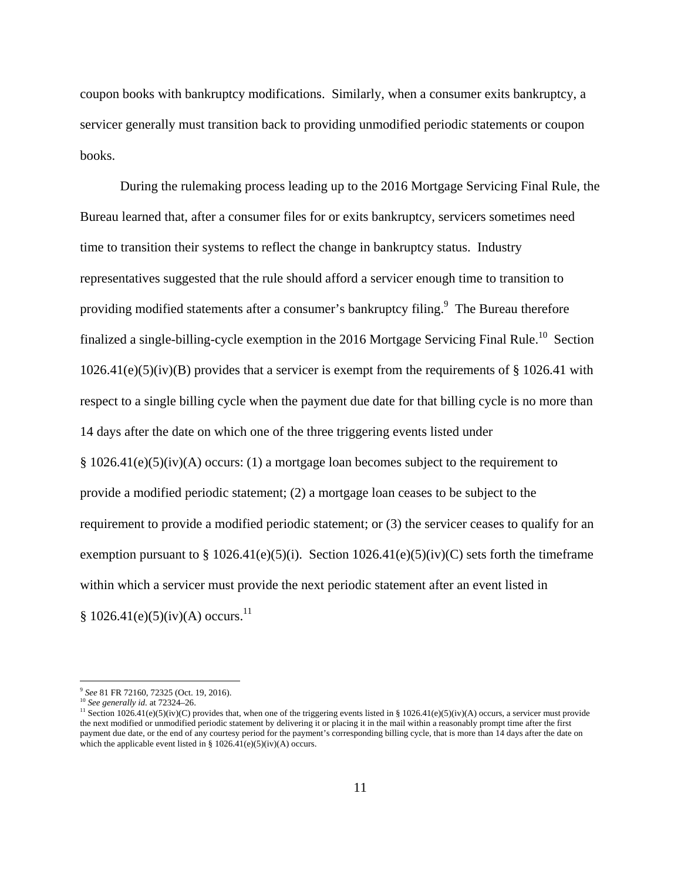coupon books with bankruptcy modifications. Similarly, when a consumer exits bankruptcy, a servicer generally must transition back to providing unmodified periodic statements or coupon books.

During the rulemaking process leading up to the 2016 Mortgage Servicing Final Rule, the Bureau learned that, after a consumer files for or exits bankruptcy, servicers sometimes need time to transition their systems to reflect the change in bankruptcy status. Industry representatives suggested that the rule should afford a servicer enough time to transition to providing modified statements after a consumer's bankruptcy filing.[9] The Bureau therefore finalized a single-billing-cycle exemption in the 2016 Mortgage Servicing Final Rule.[10] Section 1026.41(e)(5)(iv)(B) provides that a servicer is exempt from the requirements of § 1026.41 with respect to a single billing cycle when the payment due date for that billing cycle is no more than 14 days after the date on which one of the three triggering events listed under § 1026.41(e)(5)(iv)(A) occurs: (1) a mortgage loan becomes subject to the requirement to provide a modified periodic statement; (2) a mortgage loan ceases to be subject to the requirement to provide a modified periodic statement; or (3) the servicer ceases to qualify for an exemption pursuant to § 1026.41(e)(5)(i). Section 1026.41(e)(5)(iv)(C) sets forth the timeframe within which a servicer must provide the next periodic statement after an event listed in § 1026.41(e)(5)(iv)(A) occurs.[11]

---

[9] *See* 81 FR 72160, 72325 (Oct. 19, 2016).

[10] *See generally id.* at 72324–26.

[11] Section 1026.41(e)(5)(iv)(C) provides that, when one of the triggering events listed in § 1026.41(e)(5)(iv)(A) occurs, a servicer must provide the next modified or unmodified periodic statement by delivering it or placing it in the mail within a reasonably prompt time after the first payment due date, or the end of any courtesy period for the payment's corresponding billing cycle, that is more than 14 days after the date on which the applicable event listed in § 1026.41(e)(5)(iv)(A) occurs.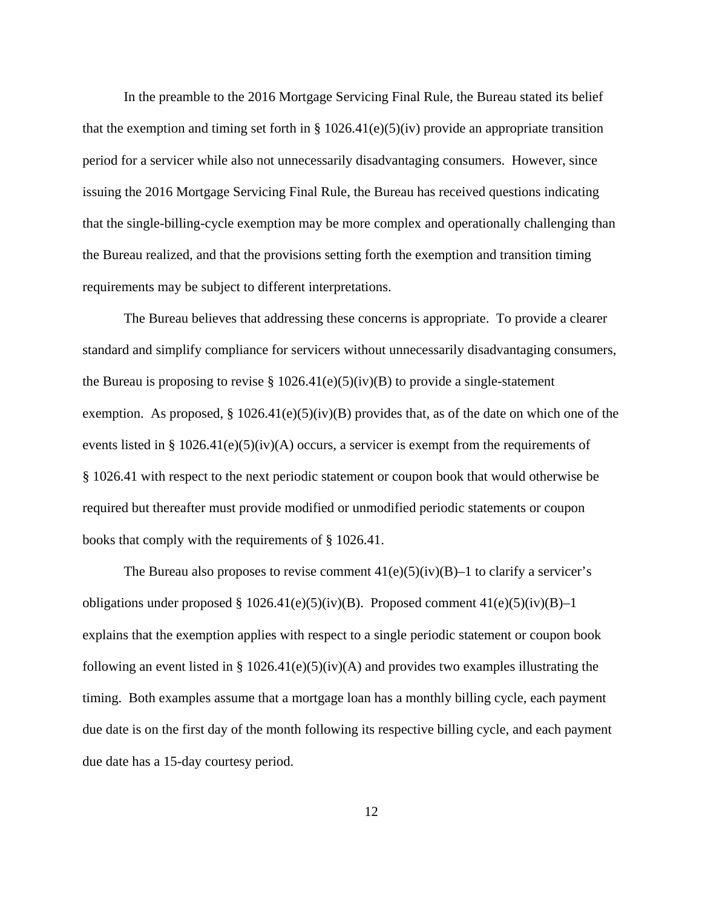In the preamble to the 2016 Mortgage Servicing Final Rule, the Bureau stated its belief that the exemption and timing set forth in § 1026.41(e)(5)(iv) provide an appropriate transition period for a servicer while also not unnecessarily disadvantaging consumers. However, since issuing the 2016 Mortgage Servicing Final Rule, the Bureau has received questions indicating that the single-billing-cycle exemption may be more complex and operationally challenging than the Bureau realized, and that the provisions setting forth the exemption and transition timing requirements may be subject to different interpretations.

The Bureau believes that addressing these concerns is appropriate. To provide a clearer standard and simplify compliance for servicers without unnecessarily disadvantaging consumers, the Bureau is proposing to revise § 1026.41(e)(5)(iv)(B) to provide a single-statement exemption. As proposed, § 1026.41(e)(5)(iv)(B) provides that, as of the date on which one of the events listed in § 1026.41(e)(5)(iv)(A) occurs, a servicer is exempt from the requirements of § 1026.41 with respect to the next periodic statement or coupon book that would otherwise be required but thereafter must provide modified or unmodified periodic statements or coupon books that comply with the requirements of § 1026.41.

The Bureau also proposes to revise comment 41(e)(5)(iv)(B)–1 to clarify a servicer's obligations under proposed § 1026.41(e)(5)(iv)(B). Proposed comment 41(e)(5)(iv)(B)–1 explains that the exemption applies with respect to a single periodic statement or coupon book following an event listed in § 1026.41(e)(5)(iv)(A) and provides two examples illustrating the timing. Both examples assume that a mortgage loan has a monthly billing cycle, each payment due date is on the first day of the month following its respective billing cycle, and each payment due date has a 15-day courtesy period.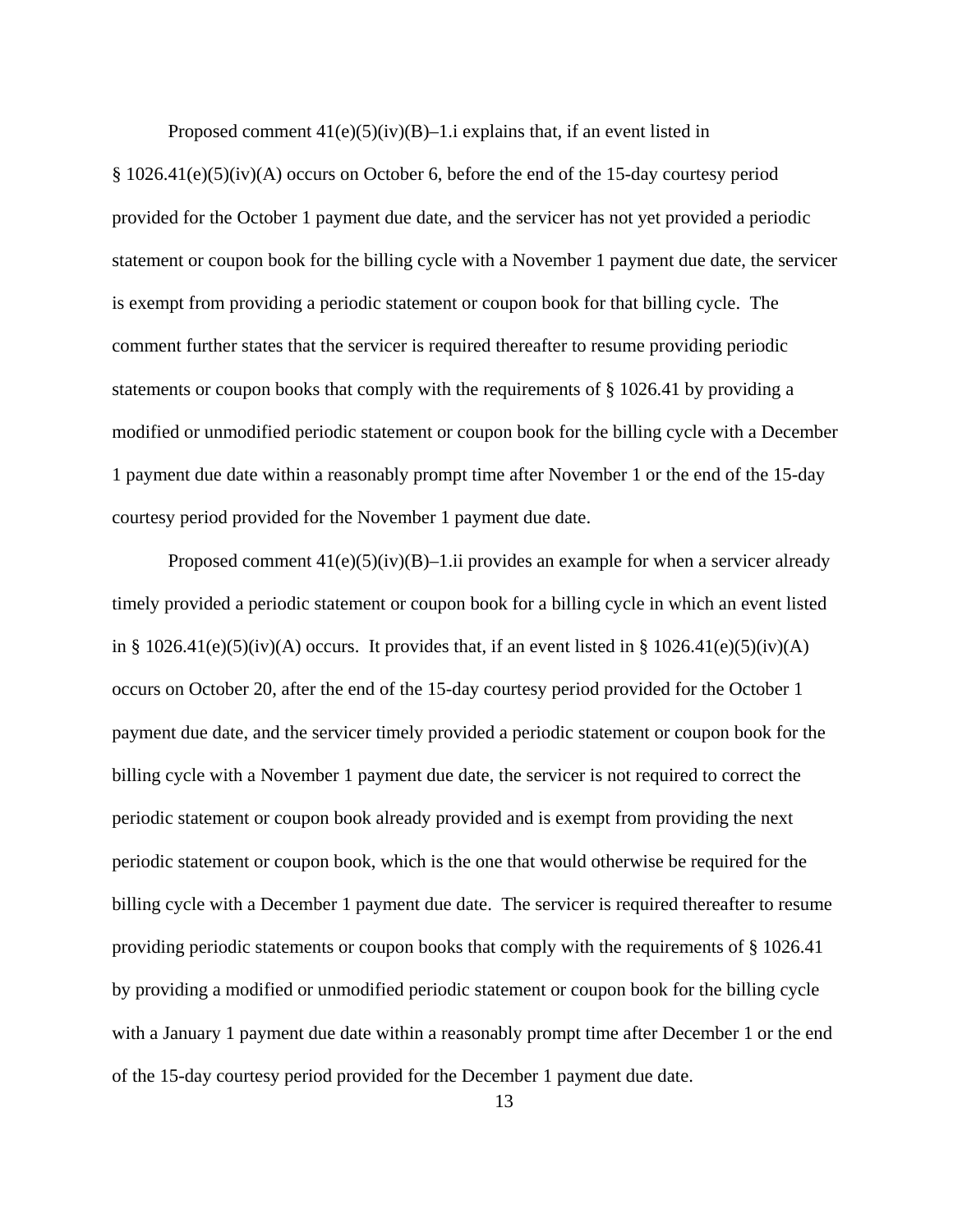Proposed comment 41(e)(5)(iv)(B)–1.i explains that, if an event listed in § 1026.41(e)(5)(iv)(A) occurs on October 6, before the end of the 15-day courtesy period provided for the October 1 payment due date, and the servicer has not yet provided a periodic statement or coupon book for the billing cycle with a November 1 payment due date, the servicer is exempt from providing a periodic statement or coupon book for that billing cycle. The comment further states that the servicer is required thereafter to resume providing periodic statements or coupon books that comply with the requirements of § 1026.41 by providing a modified or unmodified periodic statement or coupon book for the billing cycle with a December 1 payment due date within a reasonably prompt time after November 1 or the end of the 15-day courtesy period provided for the November 1 payment due date.

Proposed comment 41(e)(5)(iv)(B)–1.ii provides an example for when a servicer already timely provided a periodic statement or coupon book for a billing cycle in which an event listed in § 1026.41(e)(5)(iv)(A) occurs. It provides that, if an event listed in § 1026.41(e)(5)(iv)(A) occurs on October 20, after the end of the 15-day courtesy period provided for the October 1 payment due date, and the servicer timely provided a periodic statement or coupon book for the billing cycle with a November 1 payment due date, the servicer is not required to correct the periodic statement or coupon book already provided and is exempt from providing the next periodic statement or coupon book, which is the one that would otherwise be required for the billing cycle with a December 1 payment due date. The servicer is required thereafter to resume providing periodic statements or coupon books that comply with the requirements of § 1026.41 by providing a modified or unmodified periodic statement or coupon book for the billing cycle with a January 1 payment due date within a reasonably prompt time after December 1 or the end of the 15-day courtesy period provided for the December 1 payment due date.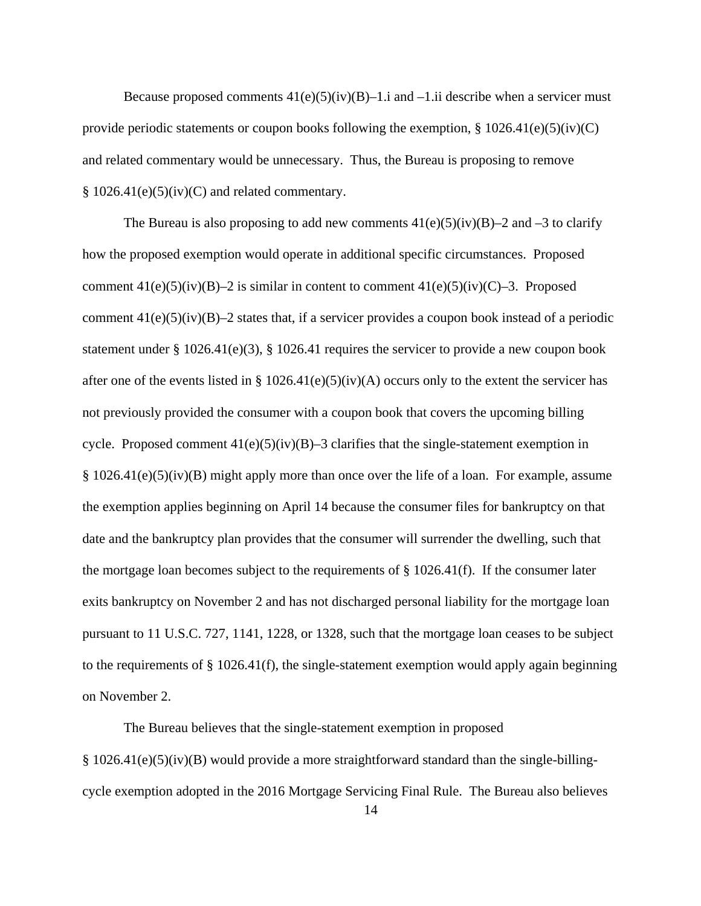Because proposed comments 41(e)(5)(iv)(B)–1.i and –1.ii describe when a servicer must provide periodic statements or coupon books following the exemption, § 1026.41(e)(5)(iv)(C) and related commentary would be unnecessary. Thus, the Bureau is proposing to remove § 1026.41(e)(5)(iv)(C) and related commentary.

The Bureau is also proposing to add new comments 41(e)(5)(iv)(B)–2 and –3 to clarify how the proposed exemption would operate in additional specific circumstances. Proposed comment 41(e)(5)(iv)(B)–2 is similar in content to comment 41(e)(5)(iv)(C)–3. Proposed comment 41(e)(5)(iv)(B)–2 states that, if a servicer provides a coupon book instead of a periodic statement under § 1026.41(e)(3), § 1026.41 requires the servicer to provide a new coupon book after one of the events listed in § 1026.41(e)(5)(iv)(A) occurs only to the extent the servicer has not previously provided the consumer with a coupon book that covers the upcoming billing cycle. Proposed comment 41(e)(5)(iv)(B)–3 clarifies that the single-statement exemption in § 1026.41(e)(5)(iv)(B) might apply more than once over the life of a loan. For example, assume the exemption applies beginning on April 14 because the consumer files for bankruptcy on that date and the bankruptcy plan provides that the consumer will surrender the dwelling, such that the mortgage loan becomes subject to the requirements of § 1026.41(f). If the consumer later exits bankruptcy on November 2 and has not discharged personal liability for the mortgage loan pursuant to 11 U.S.C. 727, 1141, 1228, or 1328, such that the mortgage loan ceases to be subject to the requirements of § 1026.41(f), the single-statement exemption would apply again beginning on November 2.

The Bureau believes that the single-statement exemption in proposed § 1026.41(e)(5)(iv)(B) would provide a more straightforward standard than the single-billing-cycle exemption adopted in the 2016 Mortgage Servicing Final Rule. The Bureau also believes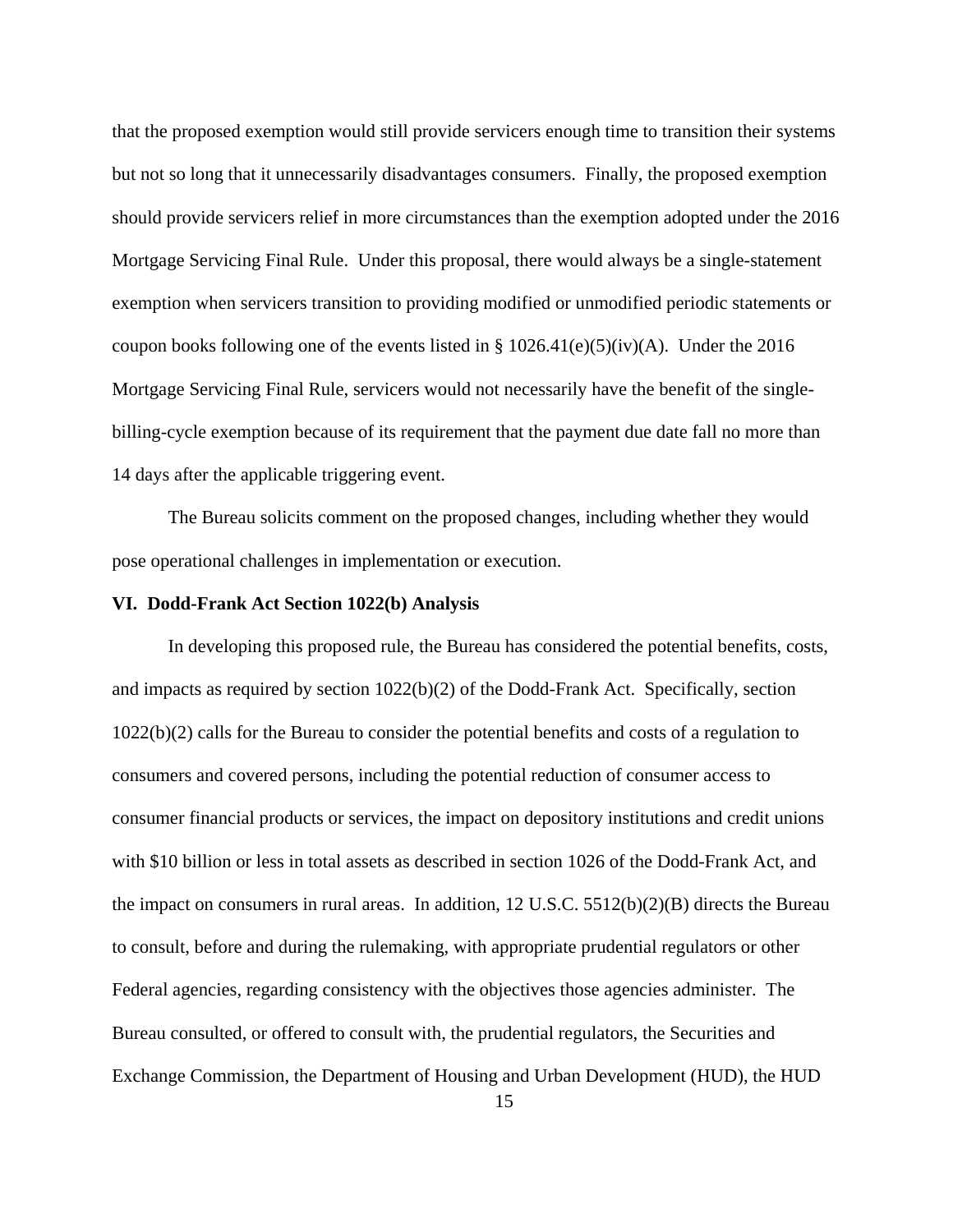that the proposed exemption would still provide servicers enough time to transition their systems but not so long that it unnecessarily disadvantages consumers.  Finally, the proposed exemption should provide servicers relief in more circumstances than the exemption adopted under the 2016 Mortgage Servicing Final Rule.  Under this proposal, there would always be a single-statement exemption when servicers transition to providing modified or unmodified periodic statements or coupon books following one of the events listed in § 1026.41(e)(5)(iv)(A).  Under the 2016 Mortgage Servicing Final Rule, servicers would not necessarily have the benefit of the single-billing-cycle exemption because of its requirement that the payment due date fall no more than 14 days after the applicable triggering event.

The Bureau solicits comment on the proposed changes, including whether they would pose operational challenges in implementation or execution.

## VI.  Dodd-Frank Act Section 1022(b) Analysis

In developing this proposed rule, the Bureau has considered the potential benefits, costs, and impacts as required by section 1022(b)(2) of the Dodd-Frank Act.  Specifically, section 1022(b)(2) calls for the Bureau to consider the potential benefits and costs of a regulation to consumers and covered persons, including the potential reduction of consumer access to consumer financial products or services, the impact on depository institutions and credit unions with $10 billion or less in total assets as described in section 1026 of the Dodd-Frank Act, and the impact on consumers in rural areas.  In addition, 12 U.S.C. 5512(b)(2)(B) directs the Bureau to consult, before and during the rulemaking, with appropriate prudential regulators or other Federal agencies, regarding consistency with the objectives those agencies administer.  The Bureau consulted, or offered to consult with, the prudential regulators, the Securities and Exchange Commission, the Department of Housing and Urban Development (HUD), the HUD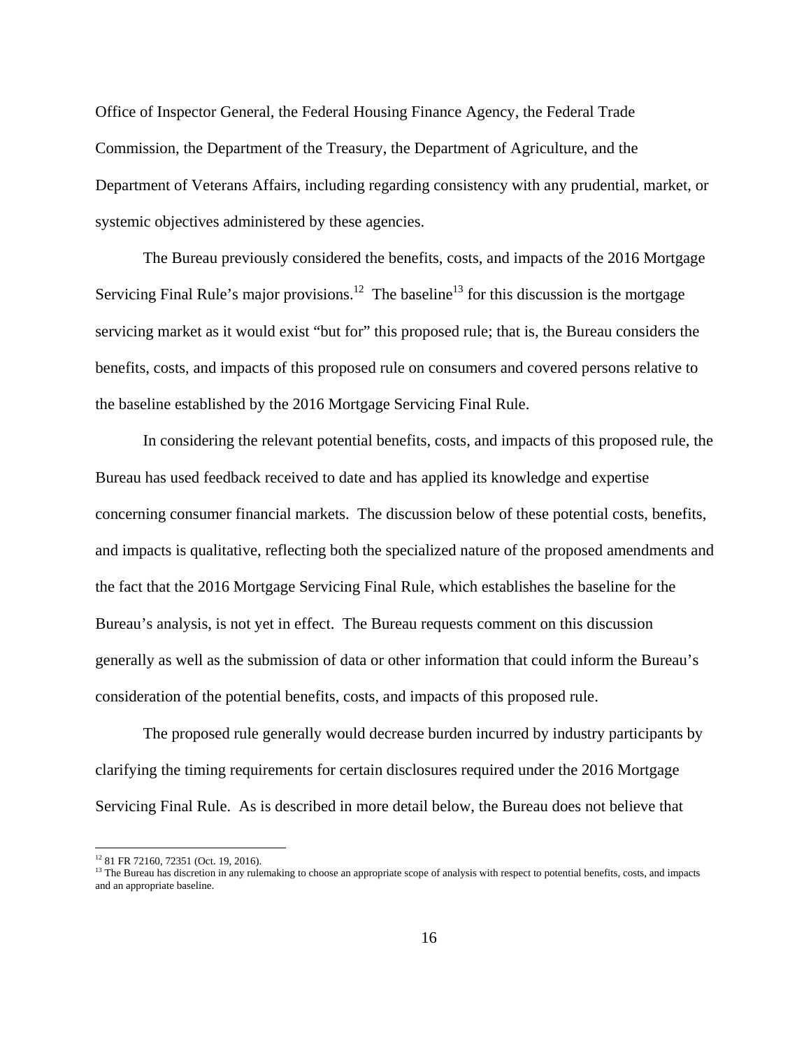Office of Inspector General, the Federal Housing Finance Agency, the Federal Trade Commission, the Department of the Treasury, the Department of Agriculture, and the Department of Veterans Affairs, including regarding consistency with any prudential, market, or systemic objectives administered by these agencies.

The Bureau previously considered the benefits, costs, and impacts of the 2016 Mortgage Servicing Final Rule's major provisions.[12] The baseline[13] for this discussion is the mortgage servicing market as it would exist "but for" this proposed rule; that is, the Bureau considers the benefits, costs, and impacts of this proposed rule on consumers and covered persons relative to the baseline established by the 2016 Mortgage Servicing Final Rule.

In considering the relevant potential benefits, costs, and impacts of this proposed rule, the Bureau has used feedback received to date and has applied its knowledge and expertise concerning consumer financial markets. The discussion below of these potential costs, benefits, and impacts is qualitative, reflecting both the specialized nature of the proposed amendments and the fact that the 2016 Mortgage Servicing Final Rule, which establishes the baseline for the Bureau's analysis, is not yet in effect. The Bureau requests comment on this discussion generally as well as the submission of data or other information that could inform the Bureau's consideration of the potential benefits, costs, and impacts of this proposed rule.

The proposed rule generally would decrease burden incurred by industry participants by clarifying the timing requirements for certain disclosures required under the 2016 Mortgage Servicing Final Rule. As is described in more detail below, the Bureau does not believe that

---

[12] 81 FR 72160, 72351 (Oct. 19, 2016).

[13] The Bureau has discretion in any rulemaking to choose an appropriate scope of analysis with respect to potential benefits, costs, and impacts and an appropriate baseline.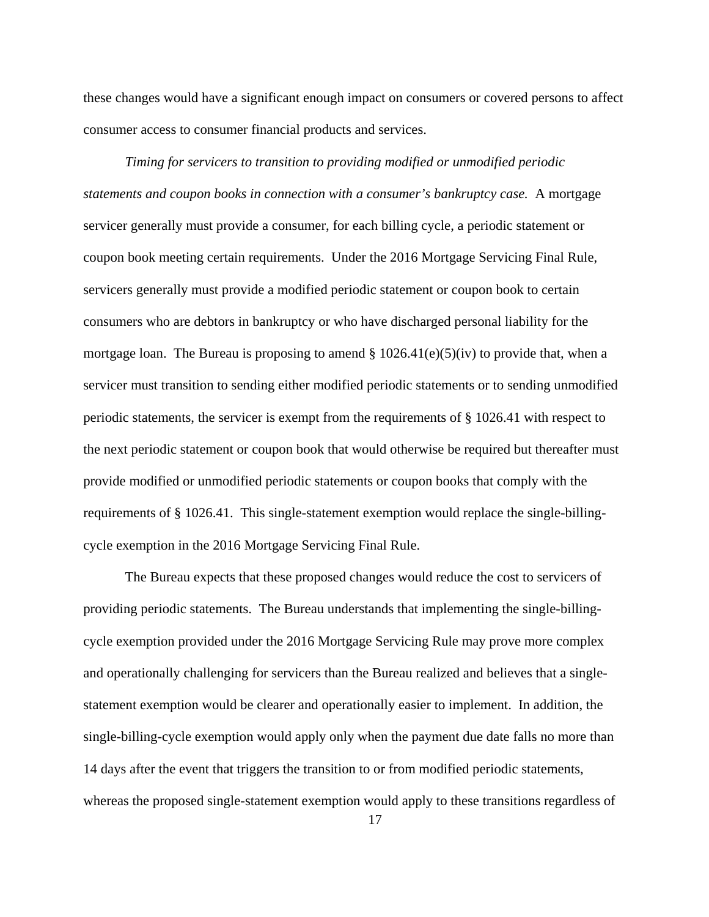these changes would have a significant enough impact on consumers or covered persons to affect consumer access to consumer financial products and services.

*Timing for servicers to transition to providing modified or unmodified periodic statements and coupon books in connection with a consumer's bankruptcy case.* A mortgage servicer generally must provide a consumer, for each billing cycle, a periodic statement or coupon book meeting certain requirements. Under the 2016 Mortgage Servicing Final Rule, servicers generally must provide a modified periodic statement or coupon book to certain consumers who are debtors in bankruptcy or who have discharged personal liability for the mortgage loan. The Bureau is proposing to amend § 1026.41(e)(5)(iv) to provide that, when a servicer must transition to sending either modified periodic statements or to sending unmodified periodic statements, the servicer is exempt from the requirements of § 1026.41 with respect to the next periodic statement or coupon book that would otherwise be required but thereafter must provide modified or unmodified periodic statements or coupon books that comply with the requirements of § 1026.41. This single-statement exemption would replace the single-billing-cycle exemption in the 2016 Mortgage Servicing Final Rule.

The Bureau expects that these proposed changes would reduce the cost to servicers of providing periodic statements. The Bureau understands that implementing the single-billing-cycle exemption provided under the 2016 Mortgage Servicing Rule may prove more complex and operationally challenging for servicers than the Bureau realized and believes that a single-statement exemption would be clearer and operationally easier to implement. In addition, the single-billing-cycle exemption would apply only when the payment due date falls no more than 14 days after the event that triggers the transition to or from modified periodic statements, whereas the proposed single-statement exemption would apply to these transitions regardless of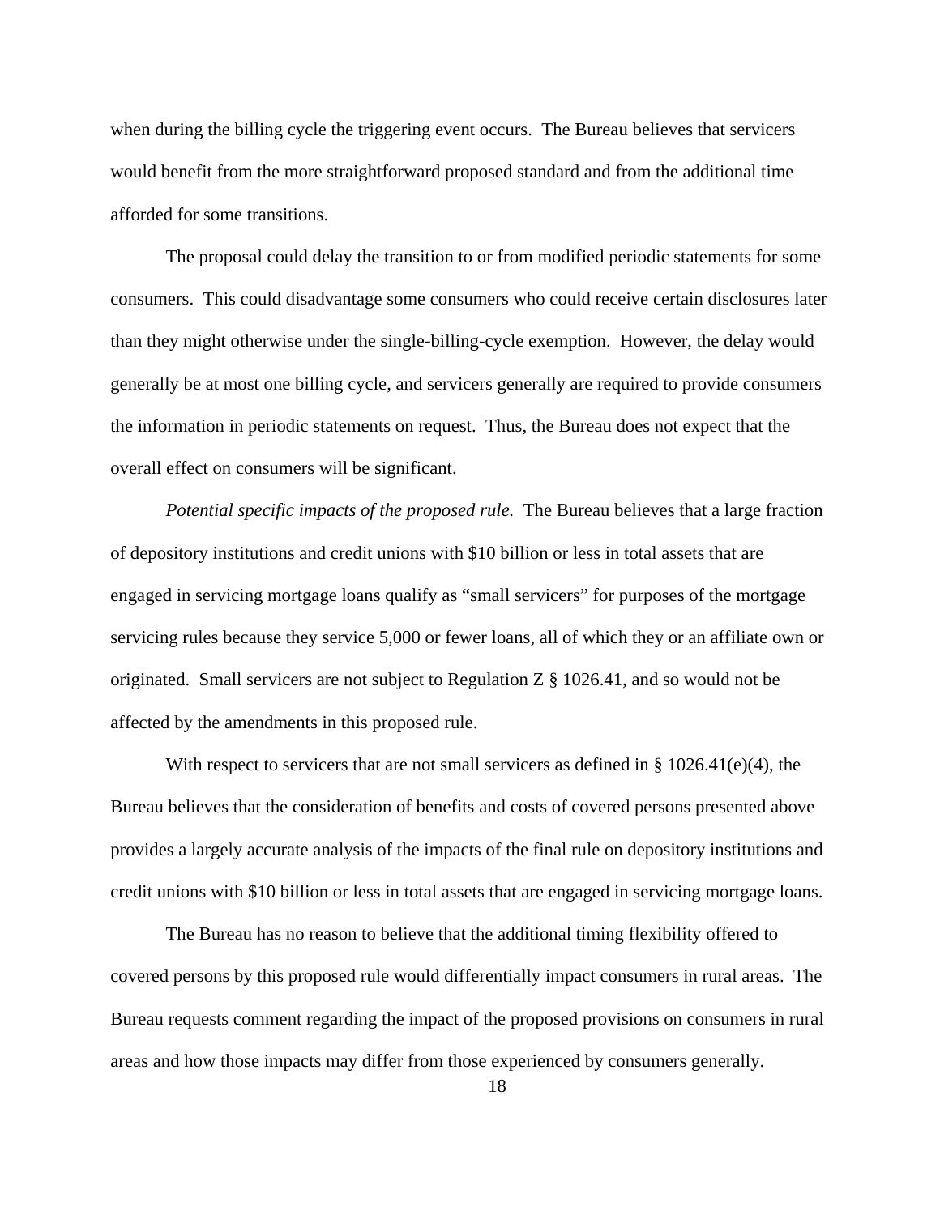when during the billing cycle the triggering event occurs. The Bureau believes that servicers would benefit from the more straightforward proposed standard and from the additional time afforded for some transitions.

The proposal could delay the transition to or from modified periodic statements for some consumers. This could disadvantage some consumers who could receive certain disclosures later than they might otherwise under the single-billing-cycle exemption. However, the delay would generally be at most one billing cycle, and servicers generally are required to provide consumers the information in periodic statements on request. Thus, the Bureau does not expect that the overall effect on consumers will be significant.

*Potential specific impacts of the proposed rule.* The Bureau believes that a large fraction of depository institutions and credit unions with $10 billion or less in total assets that are engaged in servicing mortgage loans qualify as "small servicers" for purposes of the mortgage servicing rules because they service 5,000 or fewer loans, all of which they or an affiliate own or originated. Small servicers are not subject to Regulation Z § 1026.41, and so would not be affected by the amendments in this proposed rule.

With respect to servicers that are not small servicers as defined in § 1026.41(e)(4), the Bureau believes that the consideration of benefits and costs of covered persons presented above provides a largely accurate analysis of the impacts of the final rule on depository institutions and credit unions with $10 billion or less in total assets that are engaged in servicing mortgage loans.

The Bureau has no reason to believe that the additional timing flexibility offered to covered persons by this proposed rule would differentially impact consumers in rural areas. The Bureau requests comment regarding the impact of the proposed provisions on consumers in rural areas and how those impacts may differ from those experienced by consumers generally.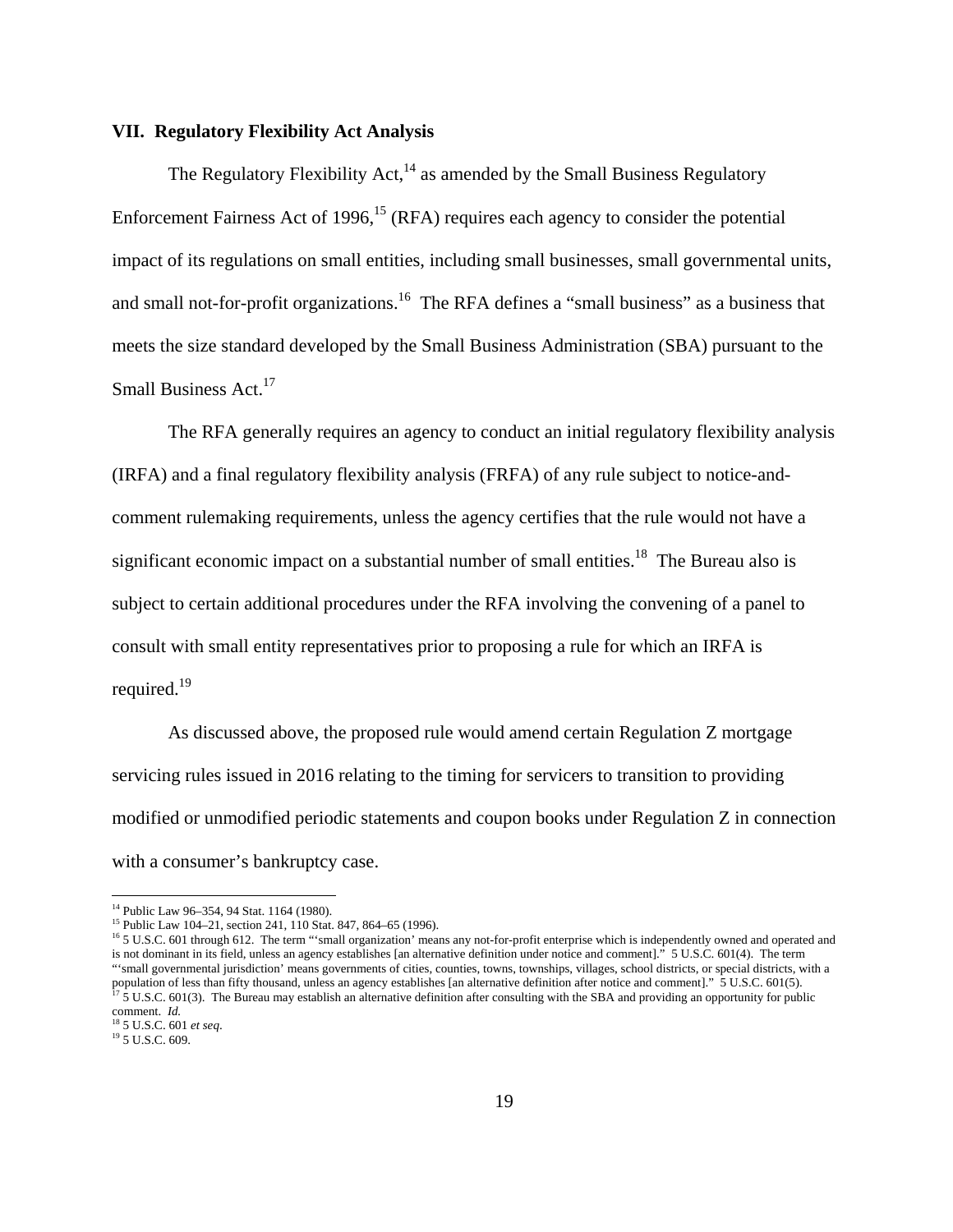## VII. Regulatory Flexibility Act Analysis

The Regulatory Flexibility Act,[14] as amended by the Small Business Regulatory Enforcement Fairness Act of 1996,[15] (RFA) requires each agency to consider the potential impact of its regulations on small entities, including small businesses, small governmental units, and small not-for-profit organizations.[16] The RFA defines a "small business" as a business that meets the size standard developed by the Small Business Administration (SBA) pursuant to the Small Business Act.[17]

The RFA generally requires an agency to conduct an initial regulatory flexibility analysis (IRFA) and a final regulatory flexibility analysis (FRFA) of any rule subject to notice-and-comment rulemaking requirements, unless the agency certifies that the rule would not have a significant economic impact on a substantial number of small entities.[18] The Bureau also is subject to certain additional procedures under the RFA involving the convening of a panel to consult with small entity representatives prior to proposing a rule for which an IRFA is required.[19]

As discussed above, the proposed rule would amend certain Regulation Z mortgage servicing rules issued in 2016 relating to the timing for servicers to transition to providing modified or unmodified periodic statements and coupon books under Regulation Z in connection with a consumer's bankruptcy case.

---

[14] Public Law 96–354, 94 Stat. 1164 (1980).

[15] Public Law 104–21, section 241, 110 Stat. 847, 864–65 (1996).

[16] 5 U.S.C. 601 through 612. The term "'small organization' means any not-for-profit enterprise which is independently owned and operated and is not dominant in its field, unless an agency establishes [an alternative definition under notice and comment]." 5 U.S.C. 601(4). The term "'small governmental jurisdiction' means governments of cities, counties, towns, townships, villages, school districts, or special districts, with a population of less than fifty thousand, unless an agency establishes [an alternative definition after notice and comment]." 5 U.S.C. 601(5).

[17] 5 U.S.C. 601(3). The Bureau may establish an alternative definition after consulting with the SBA and providing an opportunity for public comment. *Id.*

[18] 5 U.S.C. 601 *et seq*.

[19] 5 U.S.C. 609.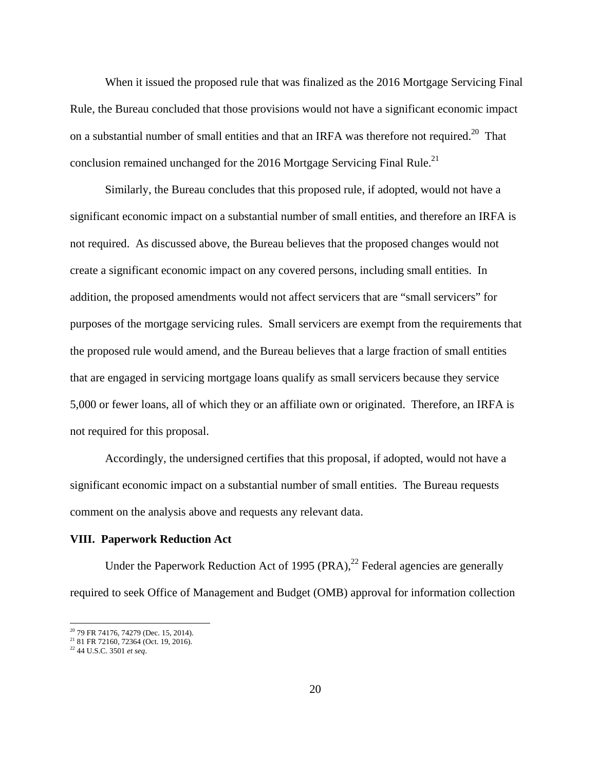When it issued the proposed rule that was finalized as the 2016 Mortgage Servicing Final Rule, the Bureau concluded that those provisions would not have a significant economic impact on a substantial number of small entities and that an IRFA was therefore not required.[20] That conclusion remained unchanged for the 2016 Mortgage Servicing Final Rule.[21]

Similarly, the Bureau concludes that this proposed rule, if adopted, would not have a significant economic impact on a substantial number of small entities, and therefore an IRFA is not required. As discussed above, the Bureau believes that the proposed changes would not create a significant economic impact on any covered persons, including small entities. In addition, the proposed amendments would not affect servicers that are "small servicers" for purposes of the mortgage servicing rules. Small servicers are exempt from the requirements that the proposed rule would amend, and the Bureau believes that a large fraction of small entities that are engaged in servicing mortgage loans qualify as small servicers because they service 5,000 or fewer loans, all of which they or an affiliate own or originated. Therefore, an IRFA is not required for this proposal.

Accordingly, the undersigned certifies that this proposal, if adopted, would not have a significant economic impact on a substantial number of small entities. The Bureau requests comment on the analysis above and requests any relevant data.

## VIII. Paperwork Reduction Act

Under the Paperwork Reduction Act of 1995 (PRA),[22] Federal agencies are generally required to seek Office of Management and Budget (OMB) approval for information collection

[20] 79 FR 74176, 74279 (Dec. 15, 2014).
[21] 81 FR 72160, 72364 (Oct. 19, 2016).
[22] 44 U.S.C. 3501 *et seq*.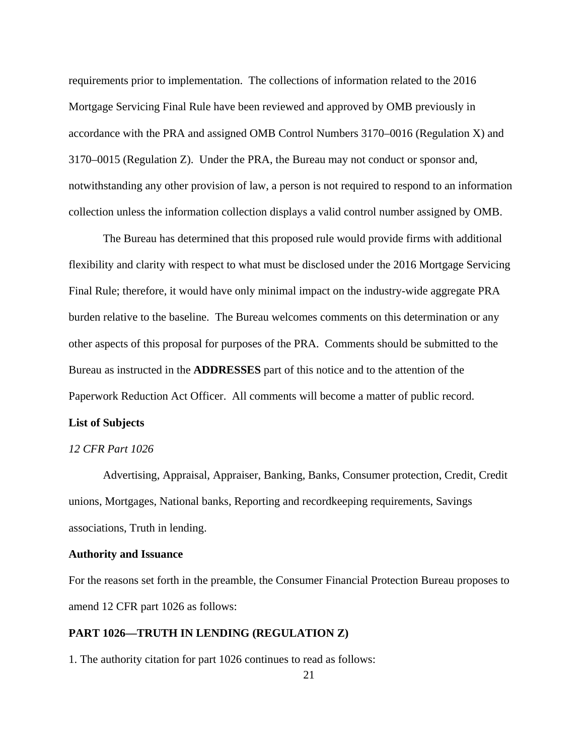requirements prior to implementation. The collections of information related to the 2016 Mortgage Servicing Final Rule have been reviewed and approved by OMB previously in accordance with the PRA and assigned OMB Control Numbers 3170–0016 (Regulation X) and 3170–0015 (Regulation Z). Under the PRA, the Bureau may not conduct or sponsor and, notwithstanding any other provision of law, a person is not required to respond to an information collection unless the information collection displays a valid control number assigned by OMB.

The Bureau has determined that this proposed rule would provide firms with additional flexibility and clarity with respect to what must be disclosed under the 2016 Mortgage Servicing Final Rule; therefore, it would have only minimal impact on the industry-wide aggregate PRA burden relative to the baseline. The Bureau welcomes comments on this determination or any other aspects of this proposal for purposes of the PRA. Comments should be submitted to the Bureau as instructed in the **ADDRESSES** part of this notice and to the attention of the Paperwork Reduction Act Officer. All comments will become a matter of public record.

**List of Subjects**

*12 CFR Part 1026*

Advertising, Appraisal, Appraiser, Banking, Banks, Consumer protection, Credit, Credit unions, Mortgages, National banks, Reporting and recordkeeping requirements, Savings associations, Truth in lending.

**Authority and Issuance**

For the reasons set forth in the preamble, the Consumer Financial Protection Bureau proposes to amend 12 CFR part 1026 as follows:

**PART 1026—TRUTH IN LENDING (REGULATION Z)**

1. The authority citation for part 1026 continues to read as follows: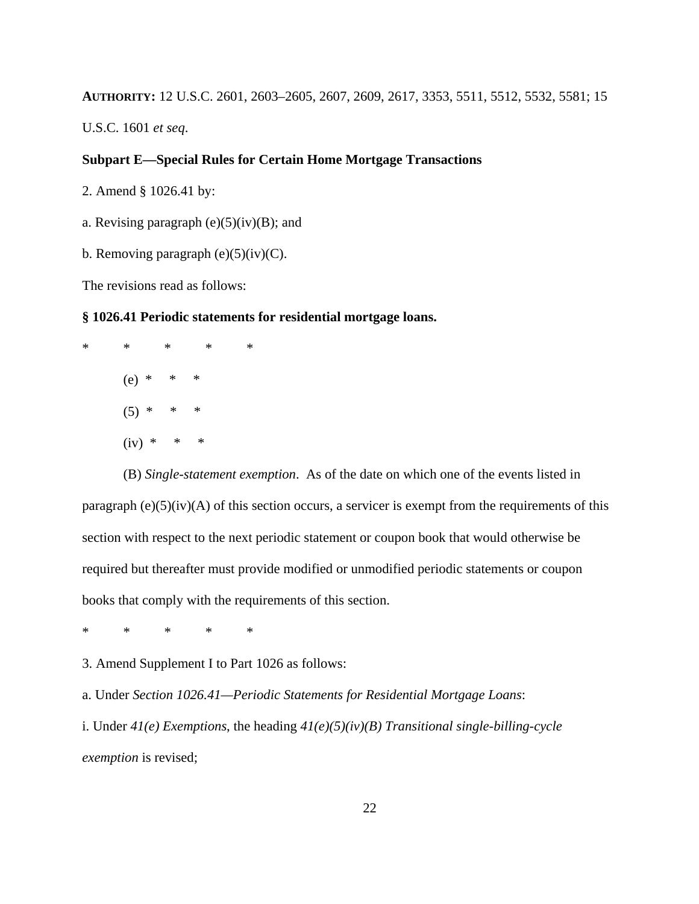**AUTHORITY:** 12 U.S.C. 2601, 2603–2605, 2607, 2609, 2617, 3353, 5511, 5512, 5532, 5581; 15 U.S.C. 1601 *et seq*.

**Subpart E—Special Rules for Certain Home Mortgage Transactions**

2. Amend § 1026.41 by:

a. Revising paragraph (e)(5)(iv)(B); and

b. Removing paragraph (e)(5)(iv)(C).

The revisions read as follows:

**§ 1026.41 Periodic statements for residential mortgage loans.**

\*  \*  \*  \*  \*

(e) \* \* \*

(5) \* \* \*

(iv) \* \* \*

(B) *Single-statement exemption*. As of the date on which one of the events listed in paragraph (e)(5)(iv)(A) of this section occurs, a servicer is exempt from the requirements of this section with respect to the next periodic statement or coupon book that would otherwise be required but thereafter must provide modified or unmodified periodic statements or coupon books that comply with the requirements of this section.

\*  \*  \*  \*  \*

3. Amend Supplement I to Part 1026 as follows:

a. Under *Section 1026.41—Periodic Statements for Residential Mortgage Loans*:

i. Under *41(e) Exemptions*, the heading *41(e)(5)(iv)(B) Transitional single-billing-cycle exemption* is revised;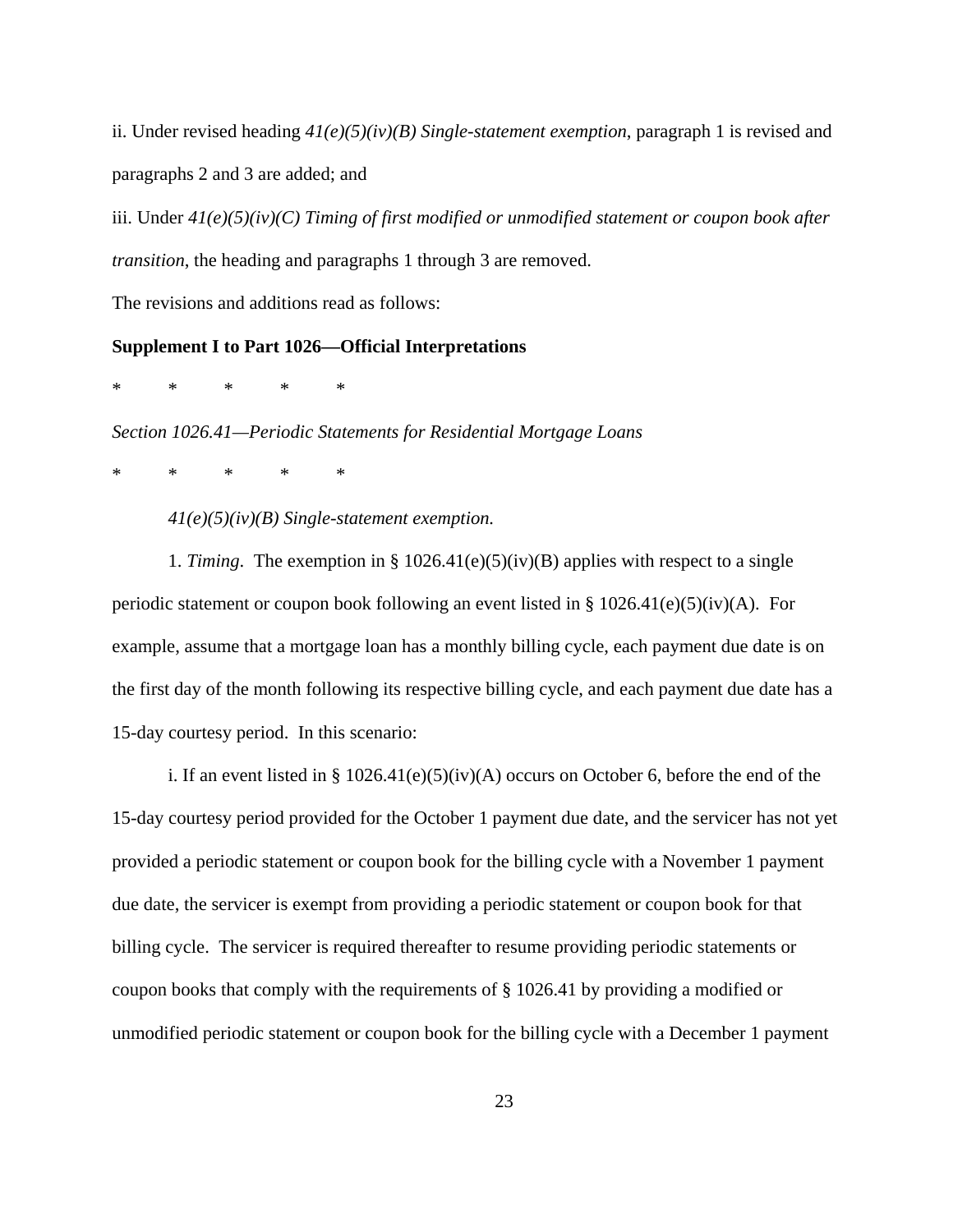ii. Under revised heading *41(e)(5)(iv)(B) Single-statement exemption*, paragraph 1 is revised and paragraphs 2 and 3 are added; and

iii. Under *41(e)(5)(iv)(C) Timing of first modified or unmodified statement or coupon book after transition*, the heading and paragraphs 1 through 3 are removed.

The revisions and additions read as follows:

**Supplement I to Part 1026—Official Interpretations**

\* \* \* \* \*

*Section 1026.41—Periodic Statements for Residential Mortgage Loans*

\* \* \* \* \*

*41(e)(5)(iv)(B) Single-statement exemption.*

1. *Timing*. The exemption in § 1026.41(e)(5)(iv)(B) applies with respect to a single periodic statement or coupon book following an event listed in § 1026.41(e)(5)(iv)(A). For example, assume that a mortgage loan has a monthly billing cycle, each payment due date is on the first day of the month following its respective billing cycle, and each payment due date has a 15-day courtesy period. In this scenario:

i. If an event listed in § 1026.41(e)(5)(iv)(A) occurs on October 6, before the end of the 15-day courtesy period provided for the October 1 payment due date, and the servicer has not yet provided a periodic statement or coupon book for the billing cycle with a November 1 payment due date, the servicer is exempt from providing a periodic statement or coupon book for that billing cycle. The servicer is required thereafter to resume providing periodic statements or coupon books that comply with the requirements of § 1026.41 by providing a modified or unmodified periodic statement or coupon book for the billing cycle with a December 1 payment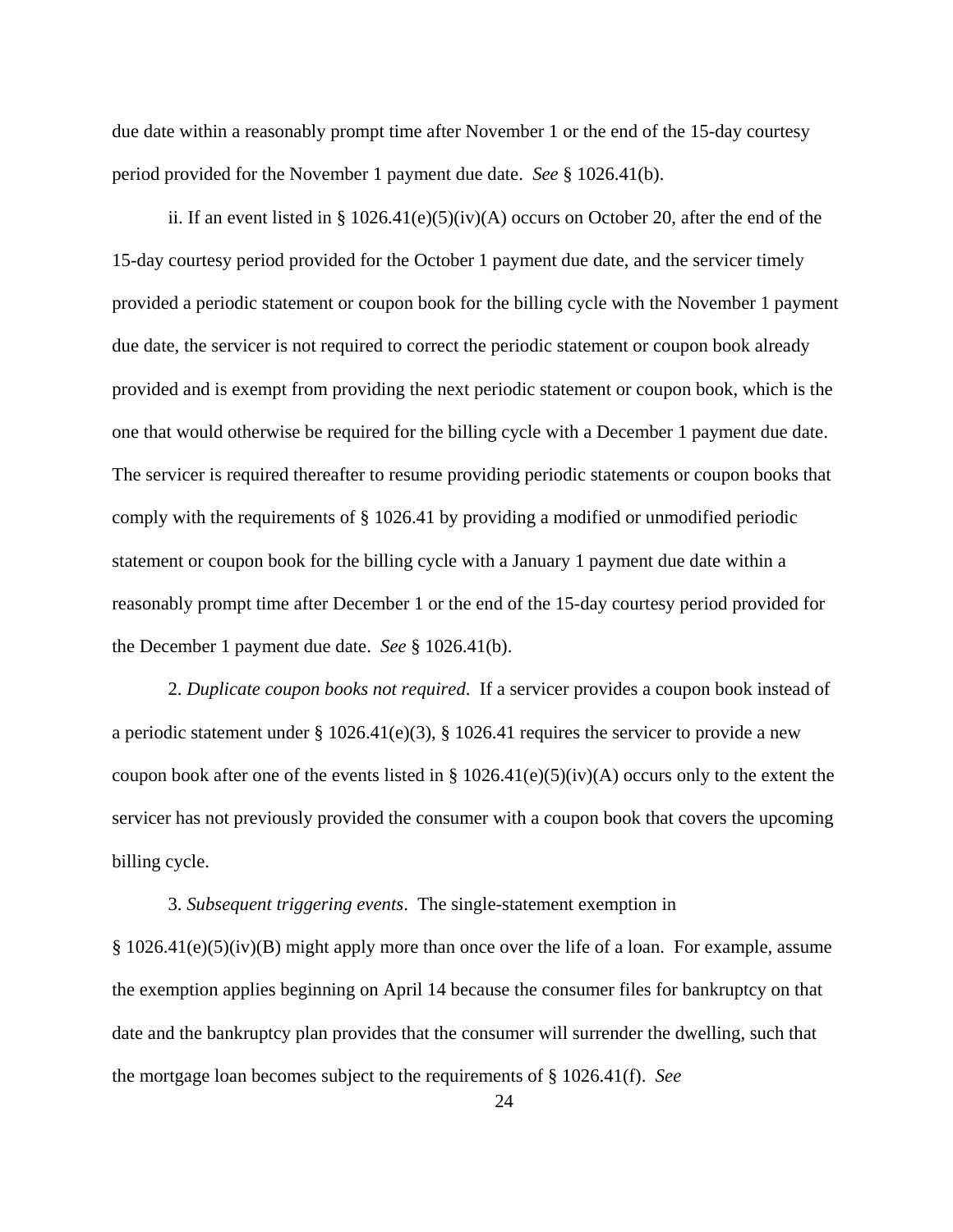due date within a reasonably prompt time after November 1 or the end of the 15-day courtesy period provided for the November 1 payment due date. *See* § 1026.41(b).

ii. If an event listed in § 1026.41(e)(5)(iv)(A) occurs on October 20, after the end of the 15-day courtesy period provided for the October 1 payment due date, and the servicer timely provided a periodic statement or coupon book for the billing cycle with the November 1 payment due date, the servicer is not required to correct the periodic statement or coupon book already provided and is exempt from providing the next periodic statement or coupon book, which is the one that would otherwise be required for the billing cycle with a December 1 payment due date. The servicer is required thereafter to resume providing periodic statements or coupon books that comply with the requirements of § 1026.41 by providing a modified or unmodified periodic statement or coupon book for the billing cycle with a January 1 payment due date within a reasonably prompt time after December 1 or the end of the 15-day courtesy period provided for the December 1 payment due date. *See* § 1026.41(b).

2. *Duplicate coupon books not required*. If a servicer provides a coupon book instead of a periodic statement under § 1026.41(e)(3), § 1026.41 requires the servicer to provide a new coupon book after one of the events listed in § 1026.41(e)(5)(iv)(A) occurs only to the extent the servicer has not previously provided the consumer with a coupon book that covers the upcoming billing cycle.

3. *Subsequent triggering events*. The single-statement exemption in § 1026.41(e)(5)(iv)(B) might apply more than once over the life of a loan. For example, assume the exemption applies beginning on April 14 because the consumer files for bankruptcy on that date and the bankruptcy plan provides that the consumer will surrender the dwelling, such that the mortgage loan becomes subject to the requirements of § 1026.41(f). *See*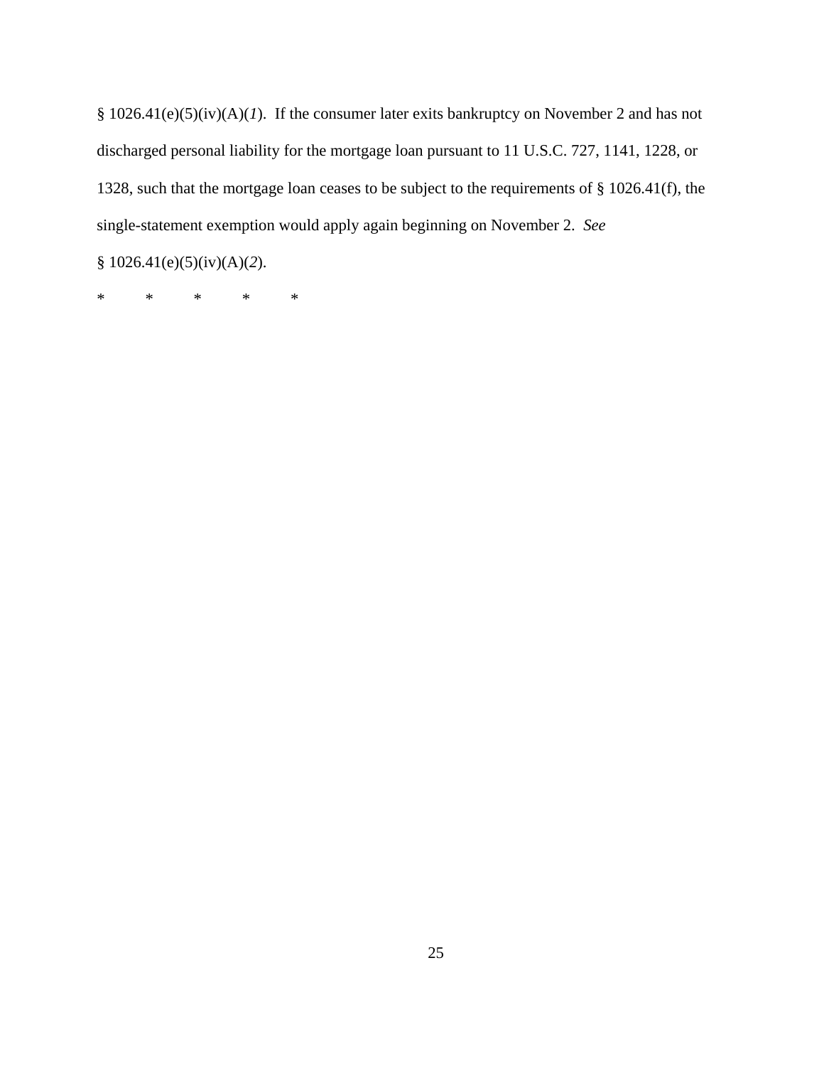§ 1026.41(e)(5)(iv)(A)(*1*). If the consumer later exits bankruptcy on November 2 and has not discharged personal liability for the mortgage loan pursuant to 11 U.S.C. 727, 1141, 1228, or 1328, such that the mortgage loan ceases to be subject to the requirements of § 1026.41(f), the single-statement exemption would apply again beginning on November 2. *See* § 1026.41(e)(5)(iv)(A)(*2*).

* * * * *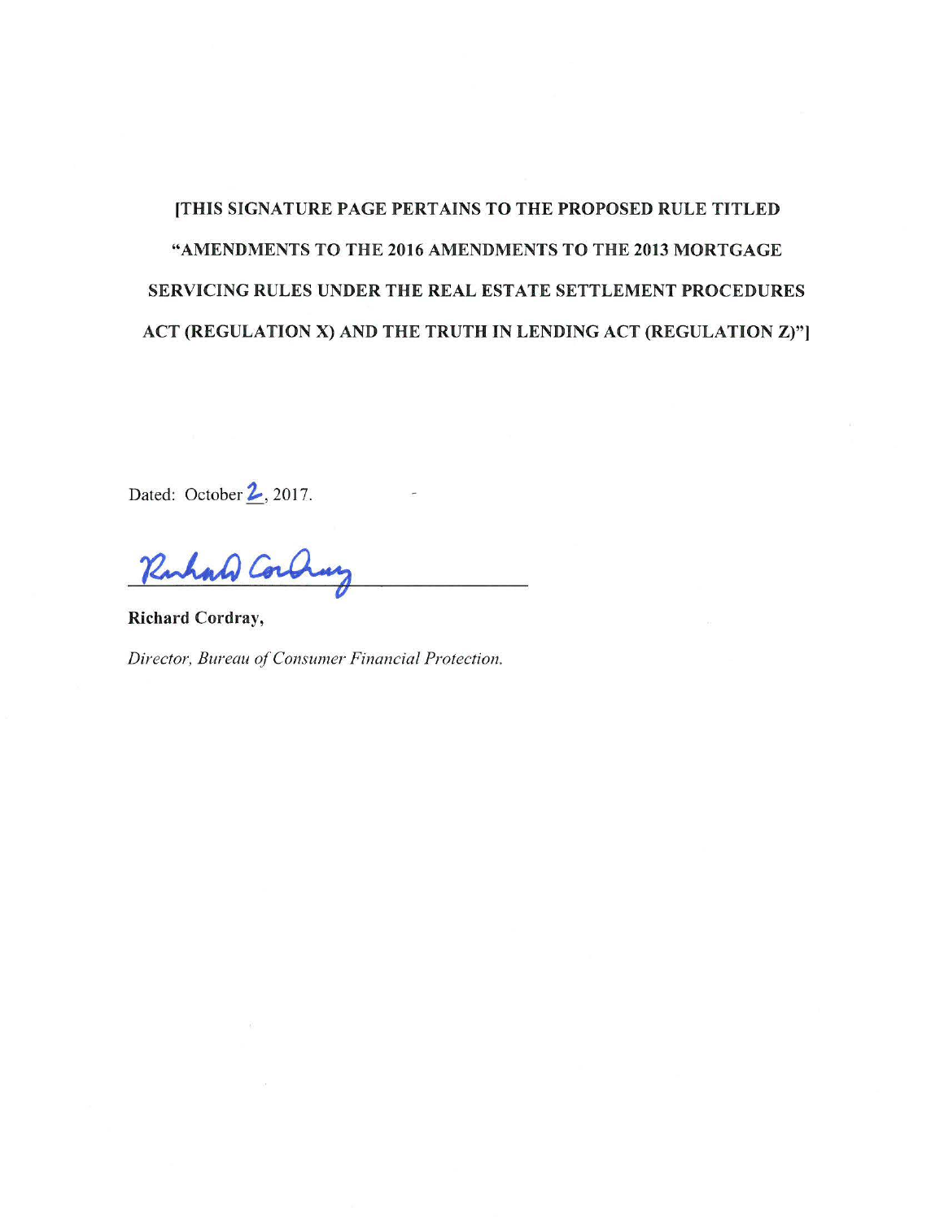**[THIS SIGNATURE PAGE PERTAINS TO THE PROPOSED RULE TITLED "AMENDMENTS TO THE 2016 AMENDMENTS TO THE 2013 MORTGAGE SERVICING RULES UNDER THE REAL ESTATE SETTLEMENT PROCEDURES ACT (REGULATION X) AND THE TRUTH IN LENDING ACT (REGULATION Z)"]**

Dated: October 2, 2017.

Richard Cordray

**Richard Cordray,**

*Director, Bureau of Consumer Financial Protection.*